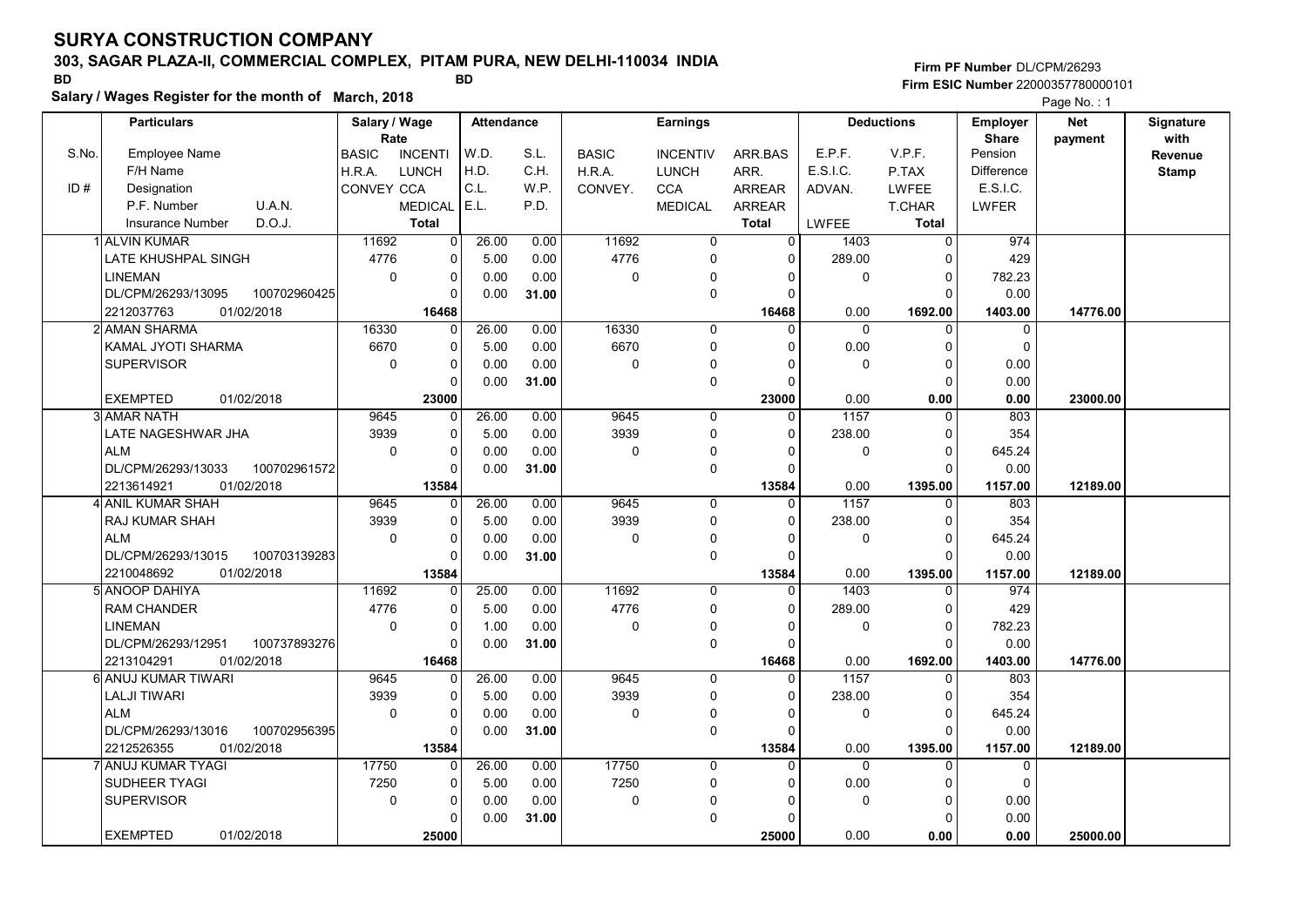# SURYA CONSTRUCTION COMPANY

## 303, SAGAR PLAZA-II, COMMERCIAL COMPLEX, PITAM PURA, NEW DELHI-110034 INDIA

BD BD

**Salary / Wages Register for the month of March, 2018**

Firm PF Number DL/CPM/26293
Firm ESIC Number 22000357780000101

| S.No. / ID # | Employee Name / F/H Name / Designation / P.F. Number / U.A.N. / Insurance Number / D.O.J. | Salary / Wage Rate: BASIC / H.R.A. / CONVEY | Salary / Wage Rate: INCENTI / LUNCH / CCA / MEDICAL / Total | Attendance: W.D. / H.D. / C.L. / E.L. | Attendance: S.L. / C.H. / W.P. / P.D. | Earnings: BASIC / H.R.A. / CONVEY. | Earnings: INCENTIV / LUNCH / CCA / MEDICAL | Earnings: ARR.BAS / ARR. / ARREAR / ARREAR / Total | Deductions: E.P.F. / E.S.I.C. / ADVAN. / LWFEE | Deductions: V.P.F. / P.TAX / LWFEE / T.CHAR / Total | Employer Share: Pension / Difference / E.S.I.C. / LWFER | Net payment | Signature with Revenue Stamp |
|---|---|---|---|---|---|---|---|---|---|---|---|---|---|
| 1 | ALVIN KUMAR / LATE KHUSHPAL SINGH / LINEMAN / DL/CPM/26293/13095 / 100702960425 / 2212037763 / 01/02/2018 | 11692 / 4776 / 0 | 0 / 0 / 0 / 0 / 16468 | 26.00 / 5.00 / 0.00 / 0.00 | 0.00 / 0.00 / 0.00 / 31.00 | 11692 / 4776 / 0 | 0 / 0 / 0 / 0 | 0 / 0 / 0 / 0 / 16468 | 1403 / 289.00 / 0 / 0.00 | 0 / 0 / 0 / 0 / 1692.00 | 974 / 429 / 782.23 / 0.00 / 1403.00 | 14776.00 | |
| 2 | AMAN SHARMA / KAMAL JYOTI SHARMA / SUPERVISOR / EXEMPTED / 01/02/2018 | 16330 / 6670 / 0 | 0 / 0 / 0 / 0 / 23000 | 26.00 / 5.00 / 0.00 / 0.00 | 0.00 / 0.00 / 0.00 / 31.00 | 16330 / 6670 / 0 | 0 / 0 / 0 / 0 | 0 / 0 / 0 / 0 / 23000 | 0 / 0.00 / 0 / 0.00 | 0 / 0 / 0 / 0 / 0.00 | 0 / 0 / 0.00 / 0.00 / 0.00 | 23000.00 | |
| 3 | AMAR NATH / LATE NAGESHWAR JHA / ALM / DL/CPM/26293/13033 / 100702961572 / 2213614921 / 01/02/2018 | 9645 / 3939 / 0 | 0 / 0 / 0 / 0 / 13584 | 26.00 / 5.00 / 0.00 / 0.00 | 0.00 / 0.00 / 0.00 / 31.00 | 9645 / 3939 / 0 | 0 / 0 / 0 / 0 | 0 / 0 / 0 / 0 / 13584 | 1157 / 238.00 / 0 / 0.00 | 0 / 0 / 0 / 0 / 1395.00 | 803 / 354 / 645.24 / 0.00 / 1157.00 | 12189.00 | |
| 4 | ANIL KUMAR SHAH / RAJ KUMAR SHAH / ALM / DL/CPM/26293/13015 / 100703139283 / 2210048692 / 01/02/2018 | 9645 / 3939 / 0 | 0 / 0 / 0 / 0 / 13584 | 26.00 / 5.00 / 0.00 / 0.00 | 0.00 / 0.00 / 0.00 / 31.00 | 9645 / 3939 / 0 | 0 / 0 / 0 / 0 | 0 / 0 / 0 / 0 / 13584 | 1157 / 238.00 / 0 / 0.00 | 0 / 0 / 0 / 0 / 1395.00 | 803 / 354 / 645.24 / 0.00 / 1157.00 | 12189.00 | |
| 5 | ANOOP DAHIYA / RAM CHANDER / LINEMAN / DL/CPM/26293/12951 / 100737893276 / 2213104291 / 01/02/2018 | 11692 / 4776 / 0 | 0 / 0 / 0 / 0 / 16468 | 25.00 / 5.00 / 1.00 / 0.00 | 0.00 / 0.00 / 0.00 / 31.00 | 11692 / 4776 / 0 | 0 / 0 / 0 / 0 | 0 / 0 / 0 / 0 / 16468 | 1403 / 289.00 / 0 / 0.00 | 0 / 0 / 0 / 0 / 1692.00 | 974 / 429 / 782.23 / 0.00 / 1403.00 | 14776.00 | |
| 6 | ANUJ KUMAR TIWARI / LALJI TIWARI / ALM / DL/CPM/26293/13016 / 100702956395 / 2212526355 / 01/02/2018 | 9645 / 3939 / 0 | 0 / 0 / 0 / 0 / 13584 | 26.00 / 5.00 / 0.00 / 0.00 | 0.00 / 0.00 / 0.00 / 31.00 | 9645 / 3939 / 0 | 0 / 0 / 0 / 0 | 0 / 0 / 0 / 0 / 13584 | 1157 / 238.00 / 0 / 0.00 | 0 / 0 / 0 / 0 / 1395.00 | 803 / 354 / 645.24 / 0.00 / 1157.00 | 12189.00 | |
| 7 | ANUJ KUMAR TYAGI / SUDHEER TYAGI / SUPERVISOR / EXEMPTED / 01/02/2018 | 17750 / 7250 / 0 | 0 / 0 / 0 / 0 / 25000 | 26.00 / 5.00 / 0.00 / 0.00 | 0.00 / 0.00 / 0.00 / 31.00 | 17750 / 7250 / 0 | 0 / 0 / 0 / 0 | 0 / 0 / 0 / 0 / 25000 | 0 / 0.00 / 0 / 0.00 | 0 / 0 / 0 / 0 / 0.00 | 0 / 0 / 0.00 / 0.00 / 0.00 | 25000.00 | |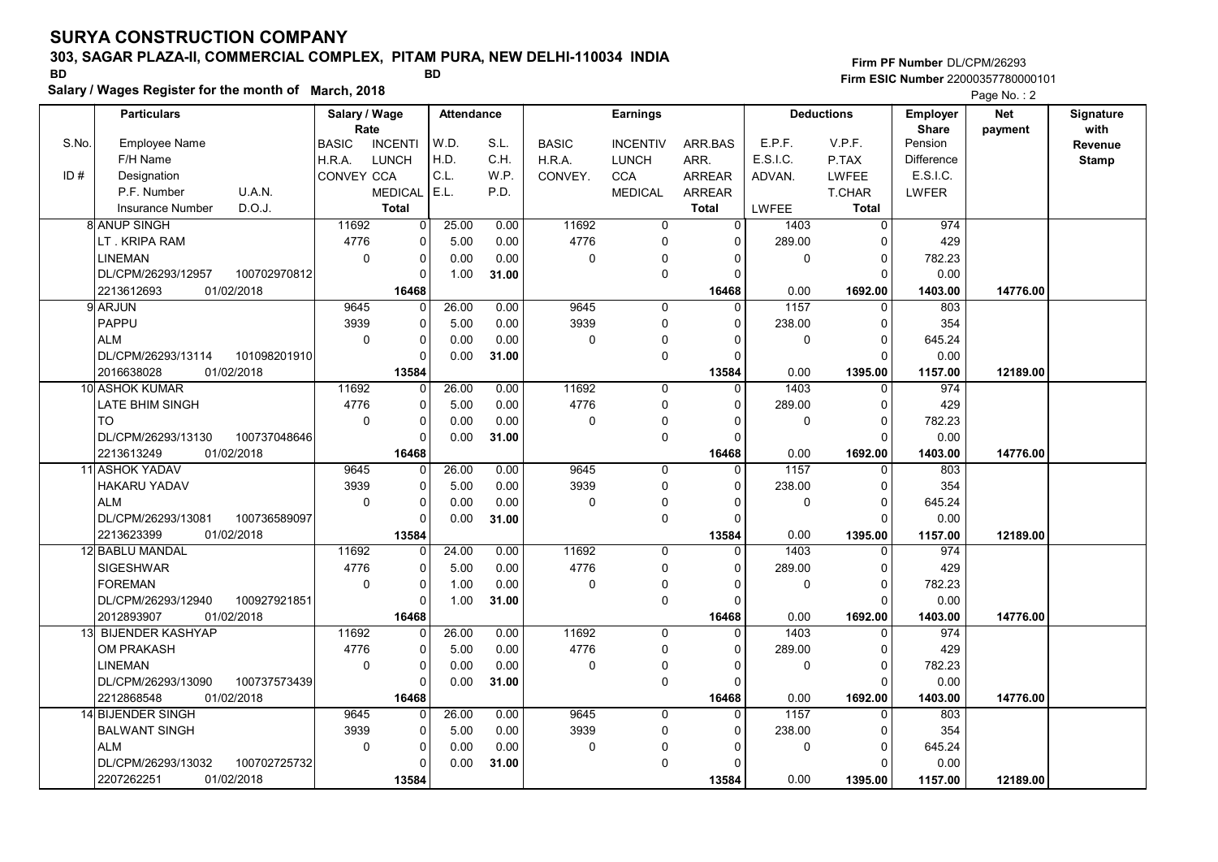# SURYA CONSTRUCTION COMPANY

## 303, SAGAR PLAZA-II, COMMERCIAL COMPLEX, PITAM PURA, NEW DELHI-110034 INDIA

BD BD

**Salary / Wages Register for the month of March, 2018**

Firm PF Number DL/CPM/26293
Firm ESIC Number 22000357780000101

| S.No. | Particulars: Employee Name / F/H Name / Designation / P.F. Number, U.A.N. / Insurance Number, D.O.J. | Salary / Wage Rate: BASIC / H.R.A. / CONVEY | INCENTI / LUNCH / CCA / MEDICAL / Total | Attendance: W.D. / H.D. / C.L. / E.L. | S.L. / C.H. / W.P. / P.D. | Earnings: BASIC / H.R.A. / CONVEY. | INCENTIV / LUNCH / CCA / MEDICAL | ARR.BAS / ARR. / ARREAR / ARREAR / Total | Deductions: E.P.F. / E.S.I.C. / ADVAN. / LWFEE | V.P.F. / P.TAX / LWFEE / T.CHAR / Total | Employer Share: Pension / Difference / E.S.I.C. / LWFER | Net payment | Signature with Revenue Stamp |
|---|---|---|---|---|---|---|---|---|---|---|---|---|---|
| 8 | ANUP SINGH | 11692 | 0 | 25.00 | 0.00 | 11692 | 0 | 0 | 1403 | 0 | 974 | | |
| | LT . KRIPA RAM | 4776 | 0 | 5.00 | 0.00 | 4776 | 0 | 0 | 289.00 | 0 | 429 | | |
| | LINEMAN | 0 | 0 | 0.00 | 0.00 | 0 | 0 | 0 | 0 | 0 | 782.23 | | |
| | DL/CPM/26293/12957 100702970812 | | 0 | 1.00 | 31.00 | | 0 | 0 | | 0 | 0.00 | | |
| | 2213612693 01/02/2018 | | 16468 | | | | | 16468 | 0.00 | 1692.00 | 1403.00 | 14776.00 | |
| 9 | ARJUN | 9645 | 0 | 26.00 | 0.00 | 9645 | 0 | 0 | 1157 | 0 | 803 | | |
| | PAPPU | 3939 | 0 | 5.00 | 0.00 | 3939 | 0 | 0 | 238.00 | 0 | 354 | | |
| | ALM | 0 | 0 | 0.00 | 0.00 | 0 | 0 | 0 | 0 | 0 | 645.24 | | |
| | DL/CPM/26293/13114 101098201910 | | 0 | 0.00 | 31.00 | | 0 | 0 | | 0 | 0.00 | | |
| | 2016638028 01/02/2018 | | 13584 | | | | | 13584 | 0.00 | 1395.00 | 1157.00 | 12189.00 | |
| 10 | ASHOK KUMAR | 11692 | 0 | 26.00 | 0.00 | 11692 | 0 | 0 | 1403 | 0 | 974 | | |
| | LATE BHIM SINGH | 4776 | 0 | 5.00 | 0.00 | 4776 | 0 | 0 | 289.00 | 0 | 429 | | |
| | TO | 0 | 0 | 0.00 | 0.00 | 0 | 0 | 0 | 0 | 0 | 782.23 | | |
| | DL/CPM/26293/13130 100737048646 | | 0 | 0.00 | 31.00 | | 0 | 0 | | 0 | 0.00 | | |
| | 2213613249 01/02/2018 | | 16468 | | | | | 16468 | 0.00 | 1692.00 | 1403.00 | 14776.00 | |
| 11 | ASHOK YADAV | 9645 | 0 | 26.00 | 0.00 | 9645 | 0 | 0 | 1157 | 0 | 803 | | |
| | HAKARU YADAV | 3939 | 0 | 5.00 | 0.00 | 3939 | 0 | 0 | 238.00 | 0 | 354 | | |
| | ALM | 0 | 0 | 0.00 | 0.00 | 0 | 0 | 0 | 0 | 0 | 645.24 | | |
| | DL/CPM/26293/13081 100736589097 | | 0 | 0.00 | 31.00 | | 0 | 0 | | 0 | 0.00 | | |
| | 2213623399 01/02/2018 | | 13584 | | | | | 13584 | 0.00 | 1395.00 | 1157.00 | 12189.00 | |
| 12 | BABLU MANDAL | 11692 | 0 | 24.00 | 0.00 | 11692 | 0 | 0 | 1403 | 0 | 974 | | |
| | SIGESHWAR | 4776 | 0 | 5.00 | 0.00 | 4776 | 0 | 0 | 289.00 | 0 | 429 | | |
| | FOREMAN | 0 | 0 | 1.00 | 0.00 | 0 | 0 | 0 | 0 | 0 | 782.23 | | |
| | DL/CPM/26293/12940 100927921851 | | 0 | 1.00 | 31.00 | | 0 | 0 | | 0 | 0.00 | | |
| | 2012893907 01/02/2018 | | 16468 | | | | | 16468 | 0.00 | 1692.00 | 1403.00 | 14776.00 | |
| 13 | BIJENDER KASHYAP | 11692 | 0 | 26.00 | 0.00 | 11692 | 0 | 0 | 1403 | 0 | 974 | | |
| | OM PRAKASH | 4776 | 0 | 5.00 | 0.00 | 4776 | 0 | 0 | 289.00 | 0 | 429 | | |
| | LINEMAN | 0 | 0 | 0.00 | 0.00 | 0 | 0 | 0 | 0 | 0 | 782.23 | | |
| | DL/CPM/26293/13090 100737573439 | | 0 | 0.00 | 31.00 | | 0 | 0 | | 0 | 0.00 | | |
| | 2212868548 01/02/2018 | | 16468 | | | | | 16468 | 0.00 | 1692.00 | 1403.00 | 14776.00 | |
| 14 | BIJENDER SINGH | 9645 | 0 | 26.00 | 0.00 | 9645 | 0 | 0 | 1157 | 0 | 803 | | |
| | BALWANT SINGH | 3939 | 0 | 5.00 | 0.00 | 3939 | 0 | 0 | 238.00 | 0 | 354 | | |
| | ALM | 0 | 0 | 0.00 | 0.00 | 0 | 0 | 0 | 0 | 0 | 645.24 | | |
| | DL/CPM/26293/13032 100702725732 | | 0 | 0.00 | 31.00 | | 0 | 0 | | 0 | 0.00 | | |
| | 2207262251 01/02/2018 | | 13584 | | | | | 13584 | 0.00 | 1395.00 | 1157.00 | 12189.00 | |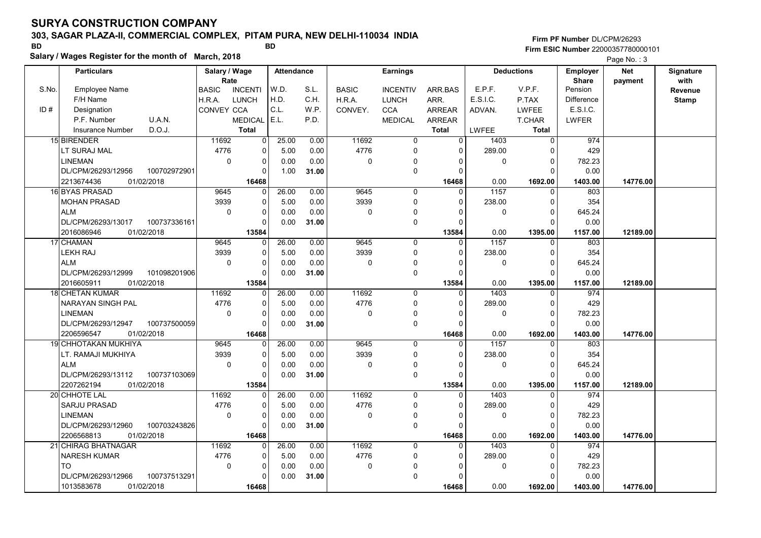# SURYA CONSTRUCTION COMPANY

## 303, SAGAR PLAZA-II, COMMERCIAL COMPLEX, PITAM PURA, NEW DELHI-110034 INDIA

BD BD

**Salary / Wages Register for the month of March, 2018**

Firm PF Number DL/CPM/26293
Firm ESIC Number 22000357780000101

Page No. : 3

| S.No. / ID # | Particulars: Employee Name / F/H Name / Designation / P.F. Number, U.A.N. / Insurance Number, D.O.J. | Salary / Wage Rate: BASIC / H.R.A. / CONVEY / | Salary / Wage Rate: INCENTI / LUNCH / CCA / MEDICAL / Total | Attendance: W.D. / H.D. / C.L. / E.L. | Attendance: S.L. / C.H. / W.P. / P.D. | Earnings: BASIC / H.R.A. / CONVEY. | Earnings: INCENTIV / LUNCH / CCA / MEDICAL | Earnings: ARR.BAS / ARR. / ARREAR / ARREAR / Total | Deductions: E.P.F. / E.S.I.C. / ADVAN. / / LWFEE | Deductions: V.P.F. / P.TAX / LWFEE / T.CHAR / Total | Employer Share: Pension / Difference / E.S.I.C. / LWFER | Net payment | Signature with Revenue Stamp |
|---|---|---|---|---|---|---|---|---|---|---|---|---|---|
| 15 | BIRENDER | 11692 | 0 | 25.00 | 0.00 | 11692 | 0 | 0 | 1403 | 0 | 974 | | |
| | LT SURAJ MAL | 4776 | 0 | 5.00 | 0.00 | 4776 | 0 | 0 | 289.00 | 0 | 429 | | |
| | LINEMAN | 0 | 0 | 0.00 | 0.00 | 0 | 0 | 0 | 0 | 0 | 782.23 | | |
| | DL/CPM/26293/12956 100702972901 | | 0 | 1.00 | 31.00 | | 0 | 0 | | 0 | 0.00 | | |
| | 2213674436 01/02/2018 | | 16468 | | | | | 16468 | 0.00 | 1692.00 | 1403.00 | 14776.00 | |
| 16 | BYAS PRASAD | 9645 | 0 | 26.00 | 0.00 | 9645 | 0 | 0 | 1157 | 0 | 803 | | |
| | MOHAN PRASAD | 3939 | 0 | 5.00 | 0.00 | 3939 | 0 | 0 | 238.00 | 0 | 354 | | |
| | ALM | 0 | 0 | 0.00 | 0.00 | 0 | 0 | 0 | 0 | 0 | 645.24 | | |
| | DL/CPM/26293/13017 100737336161 | | 0 | 0.00 | 31.00 | | 0 | 0 | | 0 | 0.00 | | |
| | 2016086946 01/02/2018 | | 13584 | | | | | 13584 | 0.00 | 1395.00 | 1157.00 | 12189.00 | |
| 17 | CHAMAN | 9645 | 0 | 26.00 | 0.00 | 9645 | 0 | 0 | 1157 | 0 | 803 | | |
| | LEKH RAJ | 3939 | 0 | 5.00 | 0.00 | 3939 | 0 | 0 | 238.00 | 0 | 354 | | |
| | ALM | 0 | 0 | 0.00 | 0.00 | 0 | 0 | 0 | 0 | 0 | 645.24 | | |
| | DL/CPM/26293/12999 101098201906 | | 0 | 0.00 | 31.00 | | 0 | 0 | | 0 | 0.00 | | |
| | 2016605911 01/02/2018 | | 13584 | | | | | 13584 | 0.00 | 1395.00 | 1157.00 | 12189.00 | |
| 18 | CHETAN KUMAR | 11692 | 0 | 26.00 | 0.00 | 11692 | 0 | 0 | 1403 | 0 | 974 | | |
| | NARAYAN SINGH PAL | 4776 | 0 | 5.00 | 0.00 | 4776 | 0 | 0 | 289.00 | 0 | 429 | | |
| | LINEMAN | 0 | 0 | 0.00 | 0.00 | 0 | 0 | 0 | 0 | 0 | 782.23 | | |
| | DL/CPM/26293/12947 100737500059 | | 0 | 0.00 | 31.00 | | 0 | 0 | | 0 | 0.00 | | |
| | 2206596547 01/02/2018 | | 16468 | | | | | 16468 | 0.00 | 1692.00 | 1403.00 | 14776.00 | |
| 19 | CHHOTAKAN MUKHIYA | 9645 | 0 | 26.00 | 0.00 | 9645 | 0 | 0 | 1157 | 0 | 803 | | |
| | LT. RAMAJI MUKHIYA | 3939 | 0 | 5.00 | 0.00 | 3939 | 0 | 0 | 238.00 | 0 | 354 | | |
| | ALM | 0 | 0 | 0.00 | 0.00 | 0 | 0 | 0 | 0 | 0 | 645.24 | | |
| | DL/CPM/26293/13112 100737103069 | | 0 | 0.00 | 31.00 | | 0 | 0 | | 0 | 0.00 | | |
| | 2207262194 01/02/2018 | | 13584 | | | | | 13584 | 0.00 | 1395.00 | 1157.00 | 12189.00 | |
| 20 | CHHOTE LAL | 11692 | 0 | 26.00 | 0.00 | 11692 | 0 | 0 | 1403 | 0 | 974 | | |
| | SARJU PRASAD | 4776 | 0 | 5.00 | 0.00 | 4776 | 0 | 0 | 289.00 | 0 | 429 | | |
| | LINEMAN | 0 | 0 | 0.00 | 0.00 | 0 | 0 | 0 | 0 | 0 | 782.23 | | |
| | DL/CPM/26293/12960 100703243826 | | 0 | 0.00 | 31.00 | | 0 | 0 | | 0 | 0.00 | | |
| | 2206568813 01/02/2018 | | 16468 | | | | | 16468 | 0.00 | 1692.00 | 1403.00 | 14776.00 | |
| 21 | CHIRAG BHATNAGAR | 11692 | 0 | 26.00 | 0.00 | 11692 | 0 | 0 | 1403 | 0 | 974 | | |
| | NARESH KUMAR | 4776 | 0 | 5.00 | 0.00 | 4776 | 0 | 0 | 289.00 | 0 | 429 | | |
| | TO | 0 | 0 | 0.00 | 0.00 | 0 | 0 | 0 | 0 | 0 | 782.23 | | |
| | DL/CPM/26293/12966 100737513291 | | 0 | 0.00 | 31.00 | | 0 | 0 | | 0 | 0.00 | | |
| | 1013583678 01/02/2018 | | 16468 | | | | | 16468 | 0.00 | 1692.00 | 1403.00 | 14776.00 | |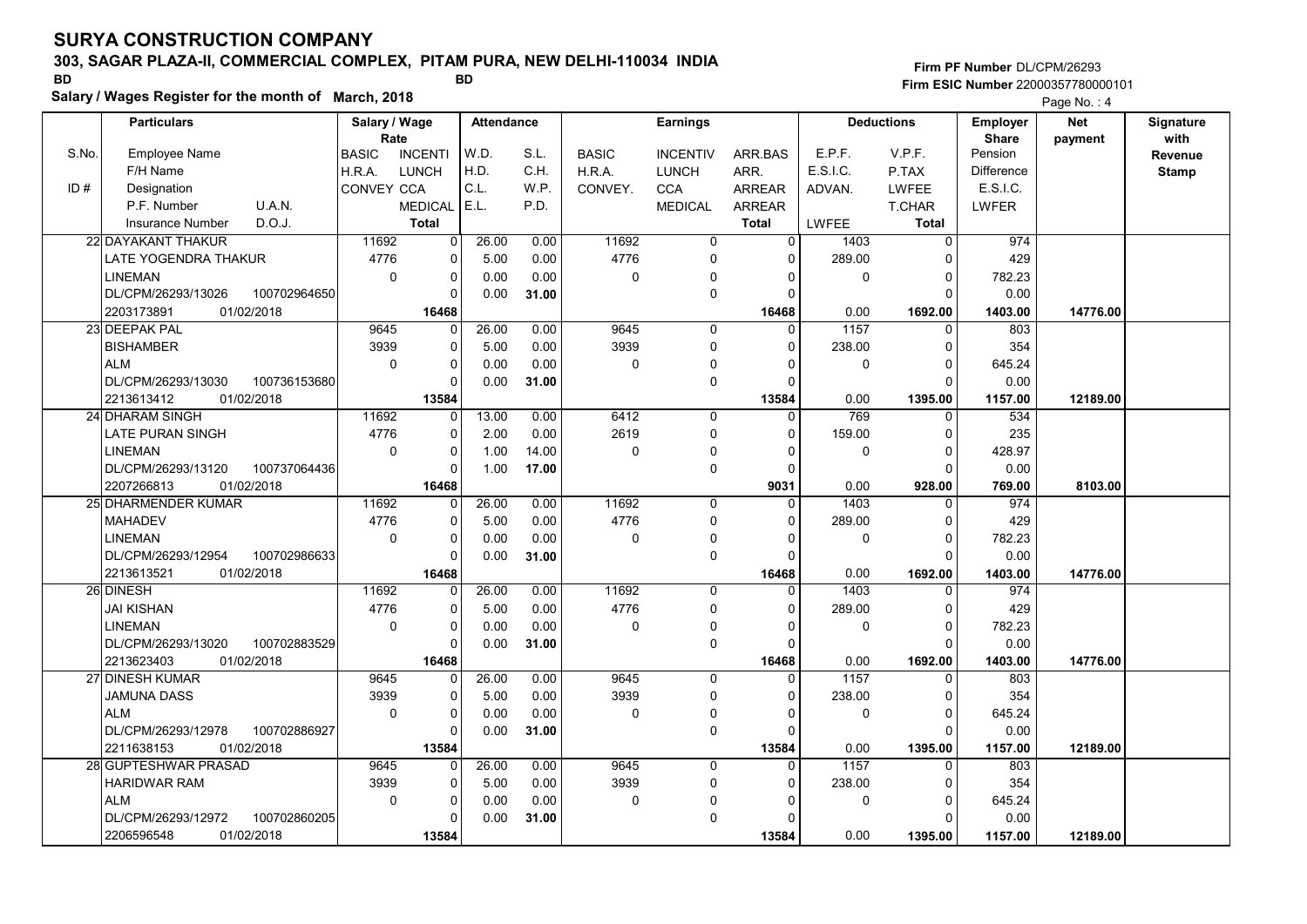# SURYA CONSTRUCTION COMPANY

## 303, SAGAR PLAZA-II, COMMERCIAL COMPLEX, PITAM PURA, NEW DELHI-110034 INDIA

BD BD

**Salary / Wages Register for the month of March, 2018**

Firm PF Number DL/CPM/26293
Firm ESIC Number 22000357780000101

Page No. : 4

| S.No. / ID # | Particulars: Employee Name / F/H Name / Designation / P.F. Number, U.A.N. / Insurance Number, D.O.J. | Salary / Wage Rate: BASIC, INCENTI / H.R.A., LUNCH / CONVEY, CCA / MEDICAL / Total | Attendance: W.D., S.L. / H.D., C.H. / C.L., W.P. / E.L., P.D. | Earnings: BASIC, INCENTIV, ARR.BAS / H.R.A., LUNCH, ARR. / CONVEY., CCA, ARREAR / MEDICAL, ARREAR / Total | Deductions: E.P.F., V.P.F. / E.S.I.C., P.TAX / ADVAN., LWFEE / T.CHAR / LWFEE, Total | Employer Share: Pension / Difference / E.S.I.C. / LWFER | Net payment | Signature with Revenue Stamp |
|---|---|---|---|---|---|---|---|---|
| 22 | DAYAKANT THAKUR<br>LATE YOGENDRA THAKUR<br>LINEMAN<br>DL/CPM/26293/13026 100702964650<br>2203173891 01/02/2018 | 11692, 0<br>4776, 0<br>0, 0<br>0<br>16468 | 26.00, 0.00<br>5.00, 0.00<br>0.00, 0.00<br>0.00, 31.00 | 11692, 0, 0<br>4776, 0, 0<br>0, 0, 0<br>0, 0<br>16468 | 1403, 0<br>289.00, 0<br>0, 0<br>0<br>0.00, 1692.00 | 974<br>429<br>782.23<br>0.00<br>1403.00 | 14776.00 | |
| 23 | DEEPAK PAL<br>BISHAMBER<br>ALM<br>DL/CPM/26293/13030 100736153680<br>2213613412 01/02/2018 | 9645, 0<br>3939, 0<br>0, 0<br>0<br>13584 | 26.00, 0.00<br>5.00, 0.00<br>0.00, 0.00<br>0.00, 31.00 | 9645, 0, 0<br>3939, 0, 0<br>0, 0, 0<br>0, 0<br>13584 | 1157, 0<br>238.00, 0<br>0, 0<br>0<br>0.00, 1395.00 | 803<br>354<br>645.24<br>0.00<br>1157.00 | 12189.00 | |
| 24 | DHARAM SINGH<br>LATE PURAN SINGH<br>LINEMAN<br>DL/CPM/26293/13120 100737064436<br>2207266813 01/02/2018 | 11692, 0<br>4776, 0<br>0, 0<br>0<br>16468 | 13.00, 0.00<br>2.00, 0.00<br>1.00, 14.00<br>1.00, 17.00 | 6412, 0, 0<br>2619, 0, 0<br>0, 0, 0<br>0, 0<br>9031 | 769, 0<br>159.00, 0<br>0, 0<br>0<br>0.00, 928.00 | 534<br>235<br>428.97<br>0.00<br>769.00 | 8103.00 | |
| 25 | DHARMENDER KUMAR<br>MAHADEV<br>LINEMAN<br>DL/CPM/26293/12954 100702986633<br>2213613521 01/02/2018 | 11692, 0<br>4776, 0<br>0, 0<br>0<br>16468 | 26.00, 0.00<br>5.00, 0.00<br>0.00, 0.00<br>0.00, 31.00 | 11692, 0, 0<br>4776, 0, 0<br>0, 0, 0<br>0, 0<br>16468 | 1403, 0<br>289.00, 0<br>0, 0<br>0<br>0.00, 1692.00 | 974<br>429<br>782.23<br>0.00<br>1403.00 | 14776.00 | |
| 26 | DINESH<br>JAI KISHAN<br>LINEMAN<br>DL/CPM/26293/13020 100702883529<br>2213623403 01/02/2018 | 11692, 0<br>4776, 0<br>0, 0<br>0<br>16468 | 26.00, 0.00<br>5.00, 0.00<br>0.00, 0.00<br>0.00, 31.00 | 11692, 0, 0<br>4776, 0, 0<br>0, 0, 0<br>0, 0<br>16468 | 1403, 0<br>289.00, 0<br>0, 0<br>0<br>0.00, 1692.00 | 974<br>429<br>782.23<br>0.00<br>1403.00 | 14776.00 | |
| 27 | DINESH KUMAR<br>JAMUNA DASS<br>ALM<br>DL/CPM/26293/12978 100702886927<br>2211638153 01/02/2018 | 9645, 0<br>3939, 0<br>0, 0<br>0<br>13584 | 26.00, 0.00<br>5.00, 0.00<br>0.00, 0.00<br>0.00, 31.00 | 9645, 0, 0<br>3939, 0, 0<br>0, 0, 0<br>0, 0<br>13584 | 1157, 0<br>238.00, 0<br>0, 0<br>0<br>0.00, 1395.00 | 803<br>354<br>645.24<br>0.00<br>1157.00 | 12189.00 | |
| 28 | GUPTESHWAR PRASAD<br>HARIDWAR RAM<br>ALM<br>DL/CPM/26293/12972 100702860205<br>2206596548 01/02/2018 | 9645, 0<br>3939, 0<br>0, 0<br>0<br>13584 | 26.00, 0.00<br>5.00, 0.00<br>0.00, 0.00<br>0.00, 31.00 | 9645, 0, 0<br>3939, 0, 0<br>0, 0, 0<br>0, 0<br>13584 | 1157, 0<br>238.00, 0<br>0, 0<br>0<br>0.00, 1395.00 | 803<br>354<br>645.24<br>0.00<br>1157.00 | 12189.00 | |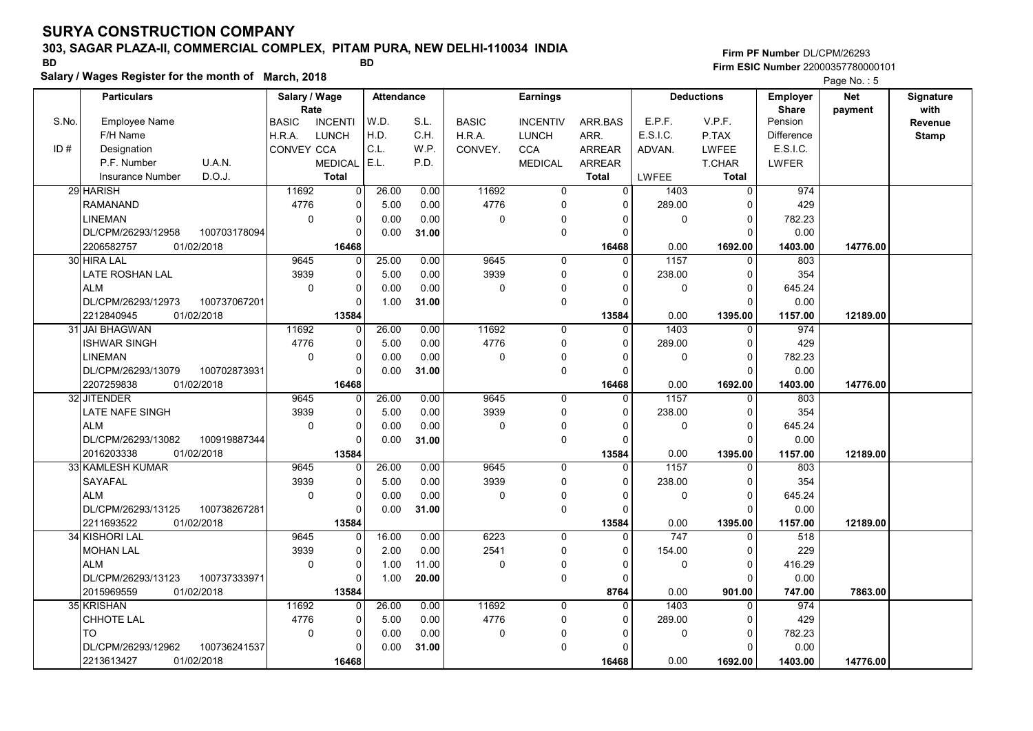# SURYA CONSTRUCTION COMPANY

## 303, SAGAR PLAZA-II, COMMERCIAL COMPLEX, PITAM PURA, NEW DELHI-110034 INDIA

BD BD

**Salary / Wages Register for the month of March, 2018**

Firm PF Number DL/CPM/26293
Firm ESIC Number 22000357780000101

| S.No. / ID # | Particulars (Employee Name / F/H Name / Designation / P.F. Number, U.A.N. / Insurance Number, D.O.J.) | Salary / Wage Rate (BASIC, INCENTI / H.R.A., LUNCH / CONVEY, CCA / MEDICAL / Total) | Attendance (W.D., S.L. / H.D., C.H. / C.L., W.P. / E.L., P.D.) | Earnings (BASIC, INCENTIV, ARR.BAS / H.R.A., LUNCH, ARR. / CONVEY., CCA, ARREAR / MEDICAL, ARREAR / Total) | Deductions (E.P.F., V.P.F. / E.S.I.C., P.TAX / ADVAN., LWFEE / T.CHAR / LWFEE, Total) | Employer Share (Pension / Difference / E.S.I.C. / LWFER) | Net payment | Signature with Revenue Stamp |
|---|---|---|---|---|---|---|---|---|
| 29 | HARISH<br>RAMANAND<br>LINEMAN<br>DL/CPM/26293/12958 100703178094<br>2206582757 01/02/2018 | 11692 0<br>4776 0<br>0 0<br>0<br>**16468** | 26.00 0.00<br>5.00 0.00<br>0.00 0.00<br>0.00 **31.00** | 11692 0 0<br>4776 0 0<br>0 0 0<br>0 0<br>**16468** | 1403 0<br>289.00 0<br>0 0<br>0<br>0.00 **1692.00** | 974<br>429<br>782.23<br>0.00<br>**1403.00** | **14776.00** | |
| 30 | HIRA LAL<br>LATE ROSHAN LAL<br>ALM<br>DL/CPM/26293/12973 100737067201<br>2212840945 01/02/2018 | 9645 0<br>3939 0<br>0 0<br>0<br>**13584** | 25.00 0.00<br>5.00 0.00<br>0.00 0.00<br>1.00 **31.00** | 9645 0 0<br>3939 0 0<br>0 0 0<br>0 0<br>**13584** | 1157 0<br>238.00 0<br>0 0<br>0<br>0.00 **1395.00** | 803<br>354<br>645.24<br>0.00<br>**1157.00** | **12189.00** | |
| 31 | JAI BHAGWAN<br>ISHWAR SINGH<br>LINEMAN<br>DL/CPM/26293/13079 100702873931<br>2207259838 01/02/2018 | 11692 0<br>4776 0<br>0 0<br>0<br>**16468** | 26.00 0.00<br>5.00 0.00<br>0.00 0.00<br>0.00 **31.00** | 11692 0 0<br>4776 0 0<br>0 0 0<br>0 0<br>**16468** | 1403 0<br>289.00 0<br>0 0<br>0<br>0.00 **1692.00** | 974<br>429<br>782.23<br>0.00<br>**1403.00** | **14776.00** | |
| 32 | JITENDER<br>LATE NAFE SINGH<br>ALM<br>DL/CPM/26293/13082 100919887344<br>2016203338 01/02/2018 | 9645 0<br>3939 0<br>0 0<br>0<br>**13584** | 26.00 0.00<br>5.00 0.00<br>0.00 0.00<br>0.00 **31.00** | 9645 0 0<br>3939 0 0<br>0 0 0<br>0 0<br>**13584** | 1157 0<br>238.00 0<br>0 0<br>0<br>0.00 **1395.00** | 803<br>354<br>645.24<br>0.00<br>**1157.00** | **12189.00** | |
| 33 | KAMLESH KUMAR<br>SAYAFAL<br>ALM<br>DL/CPM/26293/13125 100738267281<br>2211693522 01/02/2018 | 9645 0<br>3939 0<br>0 0<br>0<br>**13584** | 26.00 0.00<br>5.00 0.00<br>0.00 0.00<br>0.00 **31.00** | 9645 0 0<br>3939 0 0<br>0 0 0<br>0 0<br>**13584** | 1157 0<br>238.00 0<br>0 0<br>0<br>0.00 **1395.00** | 803<br>354<br>645.24<br>0.00<br>**1157.00** | **12189.00** | |
| 34 | KISHORI LAL<br>MOHAN LAL<br>ALM<br>DL/CPM/26293/13123 100737333971<br>2015969559 01/02/2018 | 9645 0<br>3939 0<br>0 0<br>0<br>**13584** | 16.00 0.00<br>2.00 0.00<br>1.00 11.00<br>1.00 **20.00** | 6223 0 0<br>2541 0 0<br>0 0 0<br>0 0<br>**8764** | 747 0<br>154.00 0<br>0 0<br>0<br>0.00 **901.00** | 518<br>229<br>416.29<br>0.00<br>**747.00** | **7863.00** | |
| 35 | KRISHAN<br>CHHOTE LAL<br>TO<br>DL/CPM/26293/12962 100736241537<br>2213613427 01/02/2018 | 11692 0<br>4776 0<br>0 0<br>0<br>**16468** | 26.00 0.00<br>5.00 0.00<br>0.00 0.00<br>0.00 **31.00** | 11692 0 0<br>4776 0 0<br>0 0 0<br>0 0<br>**16468** | 1403 0<br>289.00 0<br>0 0<br>0<br>0.00 **1692.00** | 974<br>429<br>782.23<br>0.00<br>**1403.00** | **14776.00** | |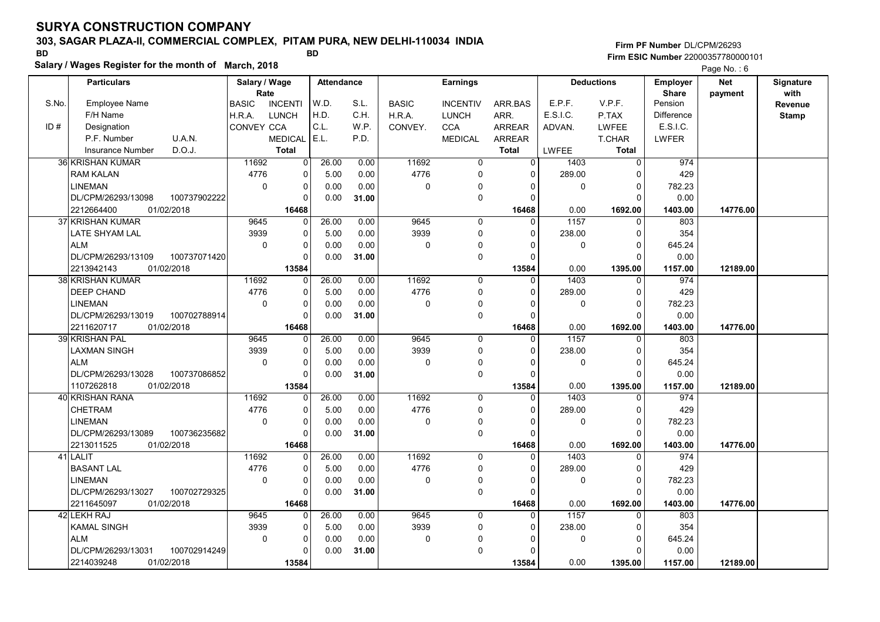# SURYA CONSTRUCTION COMPANY

## 303, SAGAR PLAZA-II, COMMERCIAL COMPLEX, PITAM PURA, NEW DELHI-110034 INDIA

BD BD

**Salary / Wages Register for the month of March, 2018**

Firm PF Number DL/CPM/26293
Firm ESIC Number 22000357780000101

| S.No. | Particulars: Employee Name / F/H Name / Designation / P.F. Number / U.A.N. / Insurance Number / D.O.J. | Salary / Wage Rate: BASIC / H.R.A. / CONVEY | INCENTI / LUNCH / CCA / MEDICAL / Total | Attendance: W.D. / H.D. / C.L. / E.L. | S.L. / C.H. / W.P. / P.D. | Earnings: BASIC / H.R.A. / CONVEY. | INCENTIV / LUNCH / CCA / MEDICAL | ARR.BAS / ARR. / ARREAR / ARREAR / Total | Deductions: E.P.F. / E.S.I.C. / ADVAN. / LWFEE | V.P.F. / P.TAX / LWFEE / T.CHAR / Total | Employer Share: Pension / Difference / E.S.I.C. / LWFER | Net payment | Signature with Revenue Stamp |
|---|---|---|---|---|---|---|---|---|---|---|---|---|---|
| 36 | KRISHAN KUMAR<br>RAM KALAN<br>LINEMAN<br>DL/CPM/26293/13098 100737902222<br>2212664400 01/02/2018 | 11692<br>4776<br>0 | 0<br>0<br>0<br>0<br>16468 | 26.00<br>5.00<br>0.00<br>0.00 | 0.00<br>0.00<br>0.00<br>31.00 | 11692<br>4776<br>0 | 0<br>0<br>0<br>0 | 0<br>0<br>0<br>0<br>16468 | 1403<br>289.00<br>0<br>0.00 | 0<br>0<br>0<br>0<br>1692.00 | 974<br>429<br>782.23<br>0.00<br>1403.00 | 14776.00 | |
| 37 | KRISHAN KUMAR<br>LATE SHYAM LAL<br>ALM<br>DL/CPM/26293/13109 100737071420<br>2213942143 01/02/2018 | 9645<br>3939<br>0 | 0<br>0<br>0<br>0<br>13584 | 26.00<br>5.00<br>0.00<br>0.00 | 0.00<br>0.00<br>0.00<br>31.00 | 9645<br>3939<br>0 | 0<br>0<br>0<br>0 | 0<br>0<br>0<br>0<br>13584 | 1157<br>238.00<br>0<br>0.00 | 0<br>0<br>0<br>0<br>1395.00 | 803<br>354<br>645.24<br>0.00<br>1157.00 | 12189.00 | |
| 38 | KRISHAN KUMAR<br>DEEP CHAND<br>LINEMAN<br>DL/CPM/26293/13019 100702788914<br>2211620717 01/02/2018 | 11692<br>4776<br>0 | 0<br>0<br>0<br>0<br>16468 | 26.00<br>5.00<br>0.00<br>0.00 | 0.00<br>0.00<br>0.00<br>31.00 | 11692<br>4776<br>0 | 0<br>0<br>0<br>0 | 0<br>0<br>0<br>0<br>16468 | 1403<br>289.00<br>0<br>0.00 | 0<br>0<br>0<br>0<br>1692.00 | 974<br>429<br>782.23<br>0.00<br>1403.00 | 14776.00 | |
| 39 | KRISHAN PAL<br>LAXMAN SINGH<br>ALM<br>DL/CPM/26293/13028 100737086852<br>1107262818 01/02/2018 | 9645<br>3939<br>0 | 0<br>0<br>0<br>0<br>13584 | 26.00<br>5.00<br>0.00<br>0.00 | 0.00<br>0.00<br>0.00<br>31.00 | 9645<br>3939<br>0 | 0<br>0<br>0<br>0 | 0<br>0<br>0<br>0<br>13584 | 1157<br>238.00<br>0<br>0.00 | 0<br>0<br>0<br>0<br>1395.00 | 803<br>354<br>645.24<br>0.00<br>1157.00 | 12189.00 | |
| 40 | KRISHAN RANA<br>CHETRAM<br>LINEMAN<br>DL/CPM/26293/13089 100736235682<br>2213011525 01/02/2018 | 11692<br>4776<br>0 | 0<br>0<br>0<br>0<br>16468 | 26.00<br>5.00<br>0.00<br>0.00 | 0.00<br>0.00<br>0.00<br>31.00 | 11692<br>4776<br>0 | 0<br>0<br>0<br>0 | 0<br>0<br>0<br>0<br>16468 | 1403<br>289.00<br>0<br>0.00 | 0<br>0<br>0<br>0<br>1692.00 | 974<br>429<br>782.23<br>0.00<br>1403.00 | 14776.00 | |
| 41 | LALIT<br>BASANT LAL<br>LINEMAN<br>DL/CPM/26293/13027 100702729325<br>2211645097 01/02/2018 | 11692<br>4776<br>0 | 0<br>0<br>0<br>0<br>16468 | 26.00<br>5.00<br>0.00<br>0.00 | 0.00<br>0.00<br>0.00<br>31.00 | 11692<br>4776<br>0 | 0<br>0<br>0<br>0 | 0<br>0<br>0<br>0<br>16468 | 1403<br>289.00<br>0<br>0.00 | 0<br>0<br>0<br>0<br>1692.00 | 974<br>429<br>782.23<br>0.00<br>1403.00 | 14776.00 | |
| 42 | LEKH RAJ<br>KAMAL SINGH<br>ALM<br>DL/CPM/26293/13031 100702914249<br>2214039248 01/02/2018 | 9645<br>3939<br>0 | 0<br>0<br>0<br>0<br>13584 | 26.00<br>5.00<br>0.00<br>0.00 | 0.00<br>0.00<br>0.00<br>31.00 | 9645<br>3939<br>0 | 0<br>0<br>0<br>0 | 0<br>0<br>0<br>0<br>13584 | 1157<br>238.00<br>0<br>0.00 | 0<br>0<br>0<br>0<br>1395.00 | 803<br>354<br>645.24<br>0.00<br>1157.00 | 12189.00 | |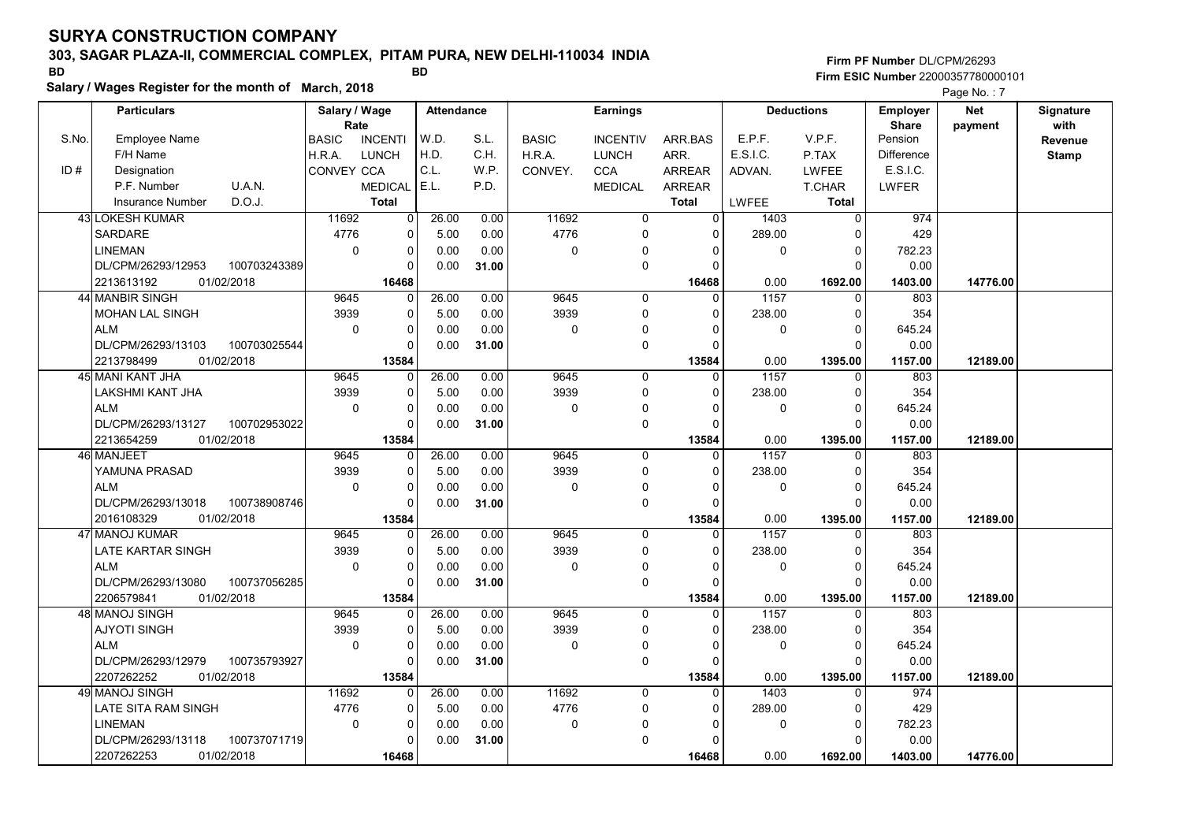# SURYA CONSTRUCTION COMPANY

## 303, SAGAR PLAZA-II, COMMERCIAL COMPLEX, PITAM PURA, NEW DELHI-110034 INDIA

BD BD

**Salary / Wages Register for the month of March, 2018**

Firm PF Number DL/CPM/26293
Firm ESIC Number 22000357780000101

Page No. : 7

| S.No. | Particulars: Employee Name / F/H Name / Designation / P.F. Number U.A.N. / Insurance Number D.O.J. | Salary / Wage Rate: BASIC / H.R.A. / CONVEY | Rate: INCENTI / LUNCH / CCA / MEDICAL / Total | Attendance: W.D. / H.D. / C.L. / E.L. | Attendance: S.L. / C.H. / W.P. / P.D. | Earnings: BASIC / H.R.A. / CONVEY. | Earnings: INCENTIV / LUNCH / CCA / MEDICAL | Earnings: ARR.BAS / ARR. / ARREAR / ARREAR / Total | Deductions: E.P.F. / E.S.I.C. / ADVAN. / LWFEE | Deductions: V.P.F. / P.TAX / LWFEE / T.CHAR / Total | Employer Share: Pension / Difference / E.S.I.C. / LWFER | Net payment | Signature with Revenue Stamp |
|---|---|---|---|---|---|---|---|---|---|---|---|---|---|
| 43 | LOKESH KUMAR<br>SARDARE<br>LINEMAN<br>DL/CPM/26293/12953 100703243389<br>2213613192 01/02/2018 | 11692<br>4776<br>0 | 0<br>0<br>0<br>0<br>16468 | 26.00<br>5.00<br>0.00<br>0.00 | 0.00<br>0.00<br>0.00<br>31.00 | 11692<br>4776<br>0 | 0<br>0<br>0<br>0 | 0<br>0<br>0<br>0<br>16468 | 1403<br>289.00<br>0<br>0.00 | 0<br>0<br>0<br>0<br>1692.00 | 974<br>429<br>782.23<br>0.00<br>1403.00 | 14776.00 | |
| 44 | MANBIR SINGH<br>MOHAN LAL SINGH<br>ALM<br>DL/CPM/26293/13103 100703025544<br>2213798499 01/02/2018 | 9645<br>3939<br>0 | 0<br>0<br>0<br>0<br>13584 | 26.00<br>5.00<br>0.00<br>0.00 | 0.00<br>0.00<br>0.00<br>31.00 | 9645<br>3939<br>0 | 0<br>0<br>0<br>0 | 0<br>0<br>0<br>0<br>13584 | 1157<br>238.00<br>0<br>0.00 | 0<br>0<br>0<br>0<br>1395.00 | 803<br>354<br>645.24<br>0.00<br>1157.00 | 12189.00 | |
| 45 | MANI KANT JHA<br>LAKSHMI KANT JHA<br>ALM<br>DL/CPM/26293/13127 100702953022<br>2213654259 01/02/2018 | 9645<br>3939<br>0 | 0<br>0<br>0<br>0<br>13584 | 26.00<br>5.00<br>0.00<br>0.00 | 0.00<br>0.00<br>0.00<br>31.00 | 9645<br>3939<br>0 | 0<br>0<br>0<br>0 | 0<br>0<br>0<br>0<br>13584 | 1157<br>238.00<br>0<br>0.00 | 0<br>0<br>0<br>0<br>1395.00 | 803<br>354<br>645.24<br>0.00<br>1157.00 | 12189.00 | |
| 46 | MANJEET<br>YAMUNA PRASAD<br>ALM<br>DL/CPM/26293/13018 100738908746<br>2016108329 01/02/2018 | 9645<br>3939<br>0 | 0<br>0<br>0<br>0<br>13584 | 26.00<br>5.00<br>0.00<br>0.00 | 0.00<br>0.00<br>0.00<br>31.00 | 9645<br>3939<br>0 | 0<br>0<br>0<br>0 | 0<br>0<br>0<br>0<br>13584 | 1157<br>238.00<br>0<br>0.00 | 0<br>0<br>0<br>0<br>1395.00 | 803<br>354<br>645.24<br>0.00<br>1157.00 | 12189.00 | |
| 47 | MANOJ KUMAR<br>LATE KARTAR SINGH<br>ALM<br>DL/CPM/26293/13080 100737056285<br>2206579841 01/02/2018 | 9645<br>3939<br>0 | 0<br>0<br>0<br>0<br>13584 | 26.00<br>5.00<br>0.00<br>0.00 | 0.00<br>0.00<br>0.00<br>31.00 | 9645<br>3939<br>0 | 0<br>0<br>0<br>0 | 0<br>0<br>0<br>0<br>13584 | 1157<br>238.00<br>0<br>0.00 | 0<br>0<br>0<br>0<br>1395.00 | 803<br>354<br>645.24<br>0.00<br>1157.00 | 12189.00 | |
| 48 | MANOJ SINGH<br>AJYOTI SINGH<br>ALM<br>DL/CPM/26293/12979 100735793927<br>2207262252 01/02/2018 | 9645<br>3939<br>0 | 0<br>0<br>0<br>0<br>13584 | 26.00<br>5.00<br>0.00<br>0.00 | 0.00<br>0.00<br>0.00<br>31.00 | 9645<br>3939<br>0 | 0<br>0<br>0<br>0 | 0<br>0<br>0<br>0<br>13584 | 1157<br>238.00<br>0<br>0.00 | 0<br>0<br>0<br>0<br>1395.00 | 803<br>354<br>645.24<br>0.00<br>1157.00 | 12189.00 | |
| 49 | MANOJ SINGH<br>LATE SITA RAM SINGH<br>LINEMAN<br>DL/CPM/26293/13118 100737071719<br>2207262253 01/02/2018 | 11692<br>4776<br>0 | 0<br>0<br>0<br>0<br>16468 | 26.00<br>5.00<br>0.00<br>0.00 | 0.00<br>0.00<br>0.00<br>31.00 | 11692<br>4776<br>0 | 0<br>0<br>0<br>0 | 0<br>0<br>0<br>0<br>16468 | 1403<br>289.00<br>0<br>0.00 | 0<br>0<br>0<br>0<br>1692.00 | 974<br>429<br>782.23<br>0.00<br>1403.00 | 14776.00 | |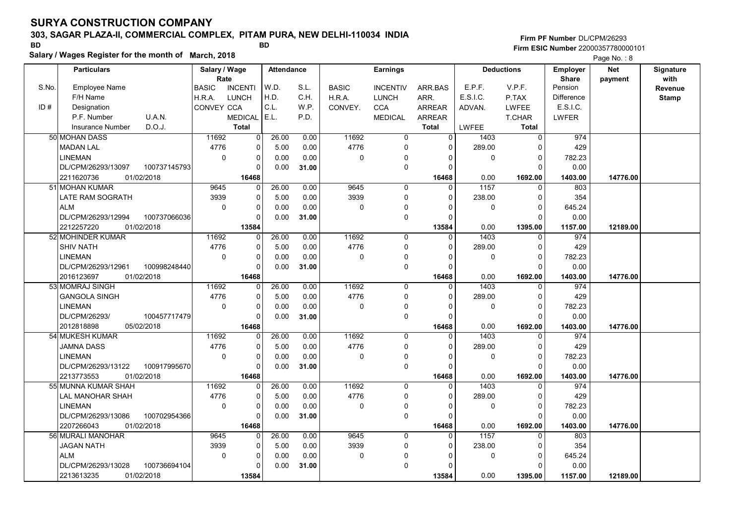# SURYA CONSTRUCTION COMPANY

**303, SAGAR PLAZA-II, COMMERCIAL COMPLEX, PITAM PURA, NEW DELHI-110034 INDIA**

BD BD

**Salary / Wages Register for the month of March, 2018**

Firm PF Number DL/CPM/26293
Firm ESIC Number 22000357780000101

Page No. : 8

| S.No. / ID # | Employee Name / F/H Name / Designation / P.F. Number / U.A.N. / Insurance Number / D.O.J. | BASIC / H.R.A. / CONVEY | INCENTI / LUNCH / CCA / MEDICAL / Total | W.D. / H.D. / C.L. / E.L. | S.L. / C.H. / W.P. / P.D. | BASIC / H.R.A. / CONVEY. | INCENTIV / LUNCH / CCA / MEDICAL | ARR.BAS / ARR. / ARREAR / ARREAR / Total | E.P.F. / E.S.I.C. / ADVAN. / LWFEE | V.P.F. / P.TAX / LWFEE / T.CHAR / Total | Employer Share: Pension / Difference / E.S.I.C. / LWFER | Net payment | Signature with Revenue Stamp |
|---|---|---|---|---|---|---|---|---|---|---|---|---|---|
| 50 | MOHAN DASS<br>MADAN LAL<br>LINEMAN<br>DL/CPM/26293/13097 100737145793<br>2211620736 01/02/2018 | 11692<br>4776<br>0 | 0<br>0<br>0<br>0<br>16468 | 26.00<br>5.00<br>0.00<br>0.00 | 0.00<br>0.00<br>0.00<br>31.00 | 11692<br>4776<br>0 | 0<br>0<br>0<br>0 | 0<br>0<br>0<br>0<br>16468 | 1403<br>289.00<br>0<br>0.00 | 0<br>0<br>0<br>0<br>1692.00 | 974<br>429<br>782.23<br>0.00<br>1403.00 | 14776.00 | |
| 51 | MOHAN KUMAR<br>LATE RAM SOGRATH<br>ALM<br>DL/CPM/26293/12994 100737066036<br>2212257220 01/02/2018 | 9645<br>3939<br>0 | 0<br>0<br>0<br>0<br>13584 | 26.00<br>5.00<br>0.00<br>0.00 | 0.00<br>0.00<br>0.00<br>31.00 | 9645<br>3939<br>0 | 0<br>0<br>0<br>0 | 0<br>0<br>0<br>0<br>13584 | 1157<br>238.00<br>0<br>0.00 | 0<br>0<br>0<br>0<br>1395.00 | 803<br>354<br>645.24<br>0.00<br>1157.00 | 12189.00 | |
| 52 | MOHINDER KUMAR<br>SHIV NATH<br>LINEMAN<br>DL/CPM/26293/12961 100998248440<br>2016123697 01/02/2018 | 11692<br>4776<br>0 | 0<br>0<br>0<br>0<br>16468 | 26.00<br>5.00<br>0.00<br>0.00 | 0.00<br>0.00<br>0.00<br>31.00 | 11692<br>4776<br>0 | 0<br>0<br>0<br>0 | 0<br>0<br>0<br>0<br>16468 | 1403<br>289.00<br>0<br>0.00 | 0<br>0<br>0<br>0<br>1692.00 | 974<br>429<br>782.23<br>0.00<br>1403.00 | 14776.00 | |
| 53 | MOMRAJ SINGH<br>GANGOLA SINGH<br>LINEMAN<br>DL/CPM/26293/ 100457717479<br>2012818898 05/02/2018 | 11692<br>4776<br>0 | 0<br>0<br>0<br>0<br>16468 | 26.00<br>5.00<br>0.00<br>0.00 | 0.00<br>0.00<br>0.00<br>31.00 | 11692<br>4776<br>0 | 0<br>0<br>0<br>0 | 0<br>0<br>0<br>0<br>16468 | 1403<br>289.00<br>0<br>0.00 | 0<br>0<br>0<br>0<br>1692.00 | 974<br>429<br>782.23<br>0.00<br>1403.00 | 14776.00 | |
| 54 | MUKESH KUMAR<br>JAMNA DASS<br>LINEMAN<br>DL/CPM/26293/13122 100917995670<br>2213773553 01/02/2018 | 11692<br>4776<br>0 | 0<br>0<br>0<br>0<br>16468 | 26.00<br>5.00<br>0.00<br>0.00 | 0.00<br>0.00<br>0.00<br>31.00 | 11692<br>4776<br>0 | 0<br>0<br>0<br>0 | 0<br>0<br>0<br>0<br>16468 | 1403<br>289.00<br>0<br>0.00 | 0<br>0<br>0<br>0<br>1692.00 | 974<br>429<br>782.23<br>0.00<br>1403.00 | 14776.00 | |
| 55 | MUNNA KUMAR SHAH<br>LAL MANOHAR SHAH<br>LINEMAN<br>DL/CPM/26293/13086 100702954366<br>2207266043 01/02/2018 | 11692<br>4776<br>0 | 0<br>0<br>0<br>0<br>16468 | 26.00<br>5.00<br>0.00<br>0.00 | 0.00<br>0.00<br>0.00<br>31.00 | 11692<br>4776<br>0 | 0<br>0<br>0<br>0 | 0<br>0<br>0<br>0<br>16468 | 1403<br>289.00<br>0<br>0.00 | 0<br>0<br>0<br>0<br>1692.00 | 974<br>429<br>782.23<br>0.00<br>1403.00 | 14776.00 | |
| 56 | MURALI MANOHAR<br>JAGAN NATH<br>ALM<br>DL/CPM/26293/13028 100736694104<br>2213613235 01/02/2018 | 9645<br>3939<br>0 | 0<br>0<br>0<br>0<br>13584 | 26.00<br>5.00<br>0.00<br>0.00 | 0.00<br>0.00<br>0.00<br>31.00 | 9645<br>3939<br>0 | 0<br>0<br>0<br>0 | 0<br>0<br>0<br>0<br>13584 | 1157<br>238.00<br>0<br>0.00 | 0<br>0<br>0<br>0<br>1395.00 | 803<br>354<br>645.24<br>0.00<br>1157.00 | 12189.00 | |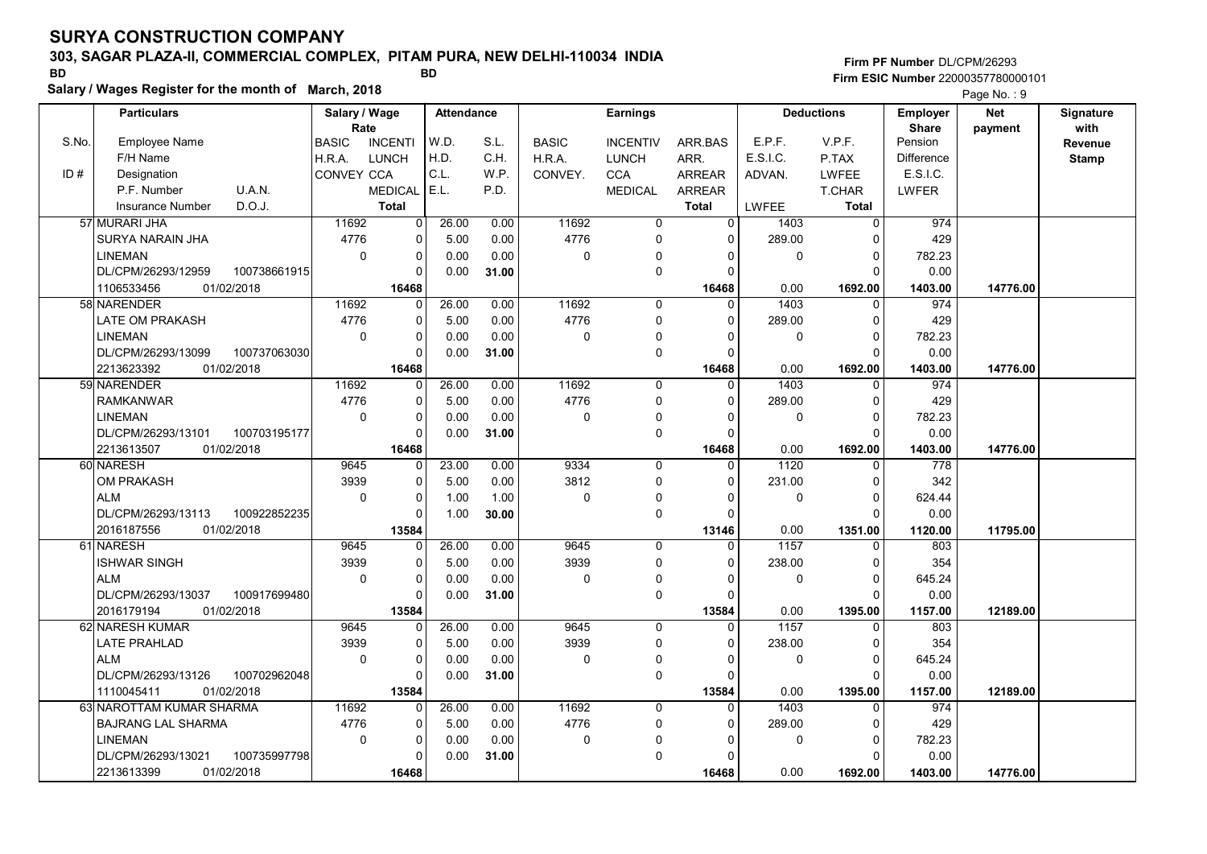# SURYA CONSTRUCTION COMPANY

## 303, SAGAR PLAZA-II, COMMERCIAL COMPLEX, PITAM PURA, NEW DELHI-110034 INDIA

BD BD

**Salary / Wages Register for the month of March, 2018**

Firm PF Number DL/CPM/26293
Firm ESIC Number 22000357780000101

| S.No. / ID # | Particulars: Employee Name / F/H Name / Designation / P.F. Number, U.A.N. / Insurance Number, D.O.J. | Salary / Wage Rate: BASIC / H.R.A. / CONVEY | INCENTI / LUNCH / CCA / MEDICAL / Total | Attendance: W.D. / H.D. / C.L. / E.L. | S.L. / C.H. / W.P. / P.D. | Earnings: BASIC / H.R.A. / CONVEY. | INCENTIV / LUNCH / CCA / MEDICAL | ARR.BAS / ARR. / ARREAR / ARREAR / Total | Deductions: E.P.F. / E.S.I.C. / ADVAN. / LWFEE | V.P.F. / P.TAX / LWFEE / T.CHAR / Total | Employer Share: Pension / Difference / E.S.I.C. / LWFER | Net payment | Signature with Revenue Stamp |
|---|---|---|---|---|---|---|---|---|---|---|---|---|---|
| 57 | MURARI JHA / SURYA NARAIN JHA / LINEMAN / DL/CPM/26293/12959, 100738661915 / 1106533456, 01/02/2018 | 11692 / 4776 / 0 | 0 / 0 / 0 / 0 / 16468 | 26.00 / 5.00 / 0.00 / 0.00 | 0.00 / 0.00 / 0.00 / 31.00 | 11692 / 4776 / 0 | 0 / 0 / 0 / 0 | 0 / 0 / 0 / 0 / 16468 | 1403 / 289.00 / 0 / 0.00 | 0 / 0 / 0 / 0 / 1692.00 | 974 / 429 / 782.23 / 0.00 / 1403.00 | 14776.00 | |
| 58 | NARENDER / LATE OM PRAKASH / LINEMAN / DL/CPM/26293/13099, 100737063030 / 2213623392, 01/02/2018 | 11692 / 4776 / 0 | 0 / 0 / 0 / 0 / 16468 | 26.00 / 5.00 / 0.00 / 0.00 | 0.00 / 0.00 / 0.00 / 31.00 | 11692 / 4776 / 0 | 0 / 0 / 0 / 0 | 0 / 0 / 0 / 0 / 16468 | 1403 / 289.00 / 0 / 0.00 | 0 / 0 / 0 / 0 / 1692.00 | 974 / 429 / 782.23 / 0.00 / 1403.00 | 14776.00 | |
| 59 | NARENDER / RAMKANWAR / LINEMAN / DL/CPM/26293/13101, 100703195177 / 2213613507, 01/02/2018 | 11692 / 4776 / 0 | 0 / 0 / 0 / 0 / 16468 | 26.00 / 5.00 / 0.00 / 0.00 | 0.00 / 0.00 / 0.00 / 31.00 | 11692 / 4776 / 0 | 0 / 0 / 0 / 0 | 0 / 0 / 0 / 0 / 16468 | 1403 / 289.00 / 0 / 0.00 | 0 / 0 / 0 / 0 / 1692.00 | 974 / 429 / 782.23 / 0.00 / 1403.00 | 14776.00 | |
| 60 | NARESH / OM PRAKASH / ALM / DL/CPM/26293/13113, 100922852235 / 2016187556, 01/02/2018 | 9645 / 3939 / 0 | 0 / 0 / 0 / 0 / 13584 | 23.00 / 5.00 / 1.00 / 1.00 | 0.00 / 0.00 / 1.00 / 30.00 | 9334 / 3812 / 0 | 0 / 0 / 0 / 0 | 0 / 0 / 0 / 0 / 13146 | 1120 / 231.00 / 0 / 0.00 | 0 / 0 / 0 / 0 / 1351.00 | 778 / 342 / 624.44 / 0.00 / 1120.00 | 11795.00 | |
| 61 | NARESH / ISHWAR SINGH / ALM / DL/CPM/26293/13037, 100917699480 / 2016179194, 01/02/2018 | 9645 / 3939 / 0 | 0 / 0 / 0 / 0 / 13584 | 26.00 / 5.00 / 0.00 / 0.00 | 0.00 / 0.00 / 0.00 / 31.00 | 9645 / 3939 / 0 | 0 / 0 / 0 / 0 | 0 / 0 / 0 / 0 / 13584 | 1157 / 238.00 / 0 / 0.00 | 0 / 0 / 0 / 0 / 1395.00 | 803 / 354 / 645.24 / 0.00 / 1157.00 | 12189.00 | |
| 62 | NARESH KUMAR / LATE PRAHLAD / ALM / DL/CPM/26293/13126, 100702962048 / 1110045411, 01/02/2018 | 9645 / 3939 / 0 | 0 / 0 / 0 / 0 / 13584 | 26.00 / 5.00 / 0.00 / 0.00 | 0.00 / 0.00 / 0.00 / 31.00 | 9645 / 3939 / 0 | 0 / 0 / 0 / 0 | 0 / 0 / 0 / 0 / 13584 | 1157 / 238.00 / 0 / 0.00 | 0 / 0 / 0 / 0 / 1395.00 | 803 / 354 / 645.24 / 0.00 / 1157.00 | 12189.00 | |
| 63 | NAROTTAM KUMAR SHARMA / BAJRANG LAL SHARMA / LINEMAN / DL/CPM/26293/13021, 100735997798 / 2213613399, 01/02/2018 | 11692 / 4776 / 0 | 0 / 0 / 0 / 0 / 16468 | 26.00 / 5.00 / 0.00 / 0.00 | 0.00 / 0.00 / 0.00 / 31.00 | 11692 / 4776 / 0 | 0 / 0 / 0 / 0 | 0 / 0 / 0 / 0 / 16468 | 1403 / 289.00 / 0 / 0.00 | 0 / 0 / 0 / 0 / 1692.00 | 974 / 429 / 782.23 / 0.00 / 1403.00 | 14776.00 | |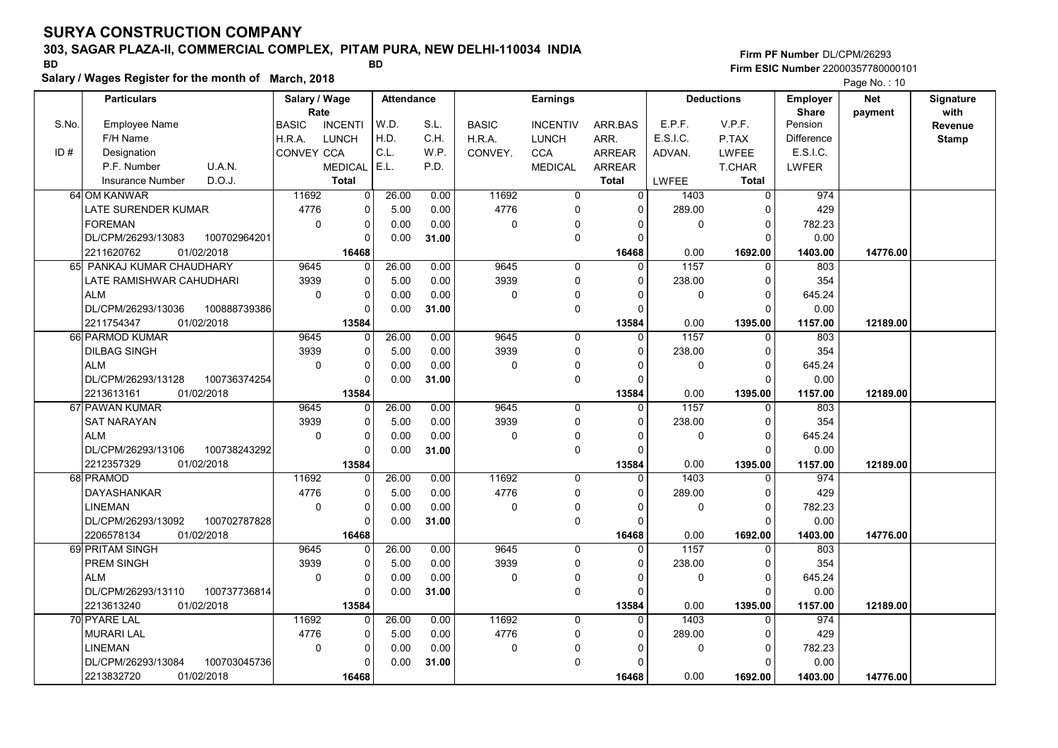# SURYA CONSTRUCTION COMPANY

## 303, SAGAR PLAZA-II, COMMERCIAL COMPLEX, PITAM PURA, NEW DELHI-110034 INDIA

BD BD

**Salary / Wages Register for the month of March, 2018**

Firm PF Number DL/CPM/26293
Firm ESIC Number 22000357780000101

| S.No. | Particulars | Salary / Wage Rate | | Attendance | | Earnings | | | Deductions | | Employer Share | Net payment | Signature with Revenue Stamp |
|---|---|---|---|---|---|---|---|---|---|---|---|---|---|
| ID # | Employee Name / F/H Name / Designation / P.F. Number U.A.N. / Insurance Number D.O.J. | BASIC / H.R.A. / CONVEY | INCENTI / LUNCH / CCA / MEDICAL / Total | W.D. / H.D. / C.L. / E.L. | S.L. / C.H. / W.P. / P.D. | BASIC / H.R.A. / CONVEY. | INCENTIV / LUNCH / CCA / MEDICAL | ARR.BAS / ARR. / ARREAR / ARREAR / Total | E.P.F. / E.S.I.C. / ADVAN. / LWFEE | V.P.F. / P.TAX / LWFEE / T.CHAR / Total | Pension / Difference / E.S.I.C. / LWFER | | |
| 64 | OM KANWAR / LATE SURENDER KUMAR / FOREMAN / DL/CPM/26293/13083 100702964201 / 2211620762 01/02/2018 | 11692 / 4776 / 0 | 0 / 0 / 0 / 0 / 16468 | 26.00 / 5.00 / 0.00 / 0.00 | 0.00 / 0.00 / 0.00 / 31.00 | 11692 / 4776 / 0 | 0 / 0 / 0 / 0 | 0 / 0 / 0 / 0 / 16468 | 1403 / 289.00 / 0 / 0.00 | 0 / 0 / 0 / 0 / 1692.00 | 974 / 429 / 782.23 / 0.00 / 1403.00 | 14776.00 | |
| 65 | PANKAJ KUMAR CHAUDHARY / LATE RAMISHWAR CAHUDHARI / ALM / DL/CPM/26293/13036 100888739386 / 2211754347 01/02/2018 | 9645 / 3939 / 0 | 0 / 0 / 0 / 0 / 13584 | 26.00 / 5.00 / 0.00 / 0.00 | 0.00 / 0.00 / 0.00 / 31.00 | 9645 / 3939 / 0 | 0 / 0 / 0 / 0 | 0 / 0 / 0 / 0 / 13584 | 1157 / 238.00 / 0 / 0.00 | 0 / 0 / 0 / 0 / 1395.00 | 803 / 354 / 645.24 / 0.00 / 1157.00 | 12189.00 | |
| 66 | PARMOD KUMAR / DILBAG SINGH / ALM / DL/CPM/26293/13128 100736374254 / 2213613161 01/02/2018 | 9645 / 3939 / 0 | 0 / 0 / 0 / 0 / 13584 | 26.00 / 5.00 / 0.00 / 0.00 | 0.00 / 0.00 / 0.00 / 31.00 | 9645 / 3939 / 0 | 0 / 0 / 0 / 0 | 0 / 0 / 0 / 0 / 13584 | 1157 / 238.00 / 0 / 0.00 | 0 / 0 / 0 / 0 / 1395.00 | 803 / 354 / 645.24 / 0.00 / 1157.00 | 12189.00 | |
| 67 | PAWAN KUMAR / SAT NARAYAN / ALM / DL/CPM/26293/13106 100738243292 / 2212357329 01/02/2018 | 9645 / 3939 / 0 | 0 / 0 / 0 / 0 / 13584 | 26.00 / 5.00 / 0.00 / 0.00 | 0.00 / 0.00 / 0.00 / 31.00 | 9645 / 3939 / 0 | 0 / 0 / 0 / 0 | 0 / 0 / 0 / 0 / 13584 | 1157 / 238.00 / 0 / 0.00 | 0 / 0 / 0 / 0 / 1395.00 | 803 / 354 / 645.24 / 0.00 / 1157.00 | 12189.00 | |
| 68 | PRAMOD / DAYASHANKAR / LINEMAN / DL/CPM/26293/13092 100702787828 / 2206578134 01/02/2018 | 11692 / 4776 / 0 | 0 / 0 / 0 / 0 / 16468 | 26.00 / 5.00 / 0.00 / 0.00 | 0.00 / 0.00 / 0.00 / 31.00 | 11692 / 4776 / 0 | 0 / 0 / 0 / 0 | 0 / 0 / 0 / 0 / 16468 | 1403 / 289.00 / 0 / 0.00 | 0 / 0 / 0 / 0 / 1692.00 | 974 / 429 / 782.23 / 0.00 / 1403.00 | 14776.00 | |
| 69 | PRITAM SINGH / PREM SINGH / ALM / DL/CPM/26293/13110 100737736814 / 2213613240 01/02/2018 | 9645 / 3939 / 0 | 0 / 0 / 0 / 0 / 13584 | 26.00 / 5.00 / 0.00 / 0.00 | 0.00 / 0.00 / 0.00 / 31.00 | 9645 / 3939 / 0 | 0 / 0 / 0 / 0 | 0 / 0 / 0 / 0 / 13584 | 1157 / 238.00 / 0 / 0.00 | 0 / 0 / 0 / 0 / 1395.00 | 803 / 354 / 645.24 / 0.00 / 1157.00 | 12189.00 | |
| 70 | PYARE LAL / MURARI LAL / LINEMAN / DL/CPM/26293/13084 100703045736 / 2213832720 01/02/2018 | 11692 / 4776 / 0 | 0 / 0 / 0 / 0 / 16468 | 26.00 / 5.00 / 0.00 / 0.00 | 0.00 / 0.00 / 0.00 / 31.00 | 11692 / 4776 / 0 | 0 / 0 / 0 / 0 | 0 / 0 / 0 / 0 / 16468 | 1403 / 289.00 / 0 / 0.00 | 0 / 0 / 0 / 0 / 1692.00 | 974 / 429 / 782.23 / 0.00 / 1403.00 | 14776.00 | |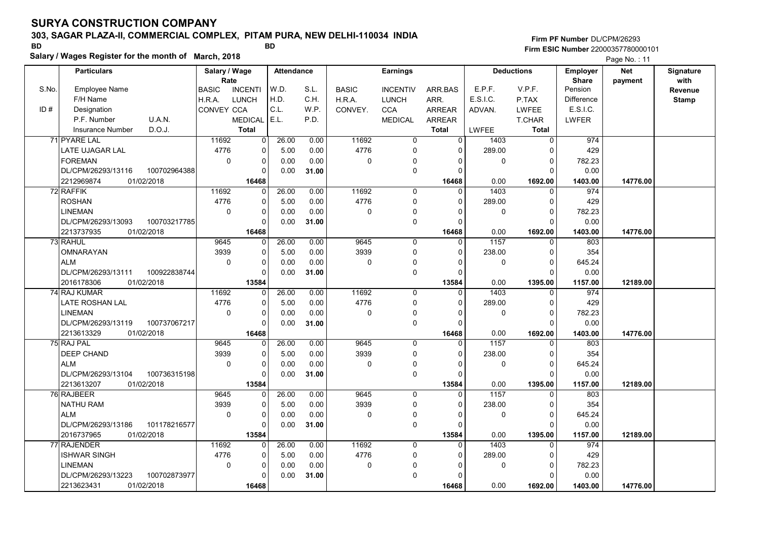# SURYA CONSTRUCTION COMPANY

## 303, SAGAR PLAZA-II, COMMERCIAL COMPLEX, PITAM PURA, NEW DELHI-110034 INDIA

BD　　　　BD

**Salary / Wages Register for the month of March, 2018**

Firm PF Number DL/CPM/26293
Firm ESIC Number 22000357780000101

| S.No. / ID # | Particulars: Employee Name / F/H Name / Designation / P.F. Number / U.A.N. / Insurance Number / D.O.J. | Salary / Wage Rate: BASIC / H.R.A. / CONVEY | INCENTI / LUNCH / CCA / MEDICAL / Total | Attendance: W.D. / H.D. / C.L. / E.L. | S.L. / C.H. / W.P. / P.D. | Earnings: BASIC / H.R.A. / CONVEY. | INCENTIV / LUNCH / CCA / MEDICAL | ARR.BAS / ARR. / ARREAR / ARREAR / Total | Deductions: E.P.F. / E.S.I.C. / ADVAN. / LWFEE | V.P.F. / P.TAX / LWFEE / T.CHAR / Total | Employer Share: Pension / Difference / E.S.I.C. / LWFER | Net payment | Signature with Revenue Stamp |
|---|---|---|---|---|---|---|---|---|---|---|---|---|---|
| 71 | PYARE LAL / LATE UJAGAR LAL / FOREMAN / DL/CPM/26293/13116 / 100702964388 / 2212969874 / 01/02/2018 | 11692 / 4776 / 0 | 0 / 0 / 0 / 0 / 16468 | 26.00 / 5.00 / 0.00 / 0.00 | 0.00 / 0.00 / 0.00 / 31.00 | 11692 / 4776 / 0 | 0 / 0 / 0 / 0 | 0 / 0 / 0 / 0 / 16468 | 1403 / 289.00 / 0 / 0.00 | 0 / 0 / 0 / 0 / 1692.00 | 974 / 429 / 782.23 / 0.00 / 1403.00 | 14776.00 | |
| 72 | RAFFIK / ROSHAN / LINEMAN / DL/CPM/26293/13093 / 100703217785 / 2213737935 / 01/02/2018 | 11692 / 4776 / 0 | 0 / 0 / 0 / 0 / 16468 | 26.00 / 5.00 / 0.00 / 0.00 | 0.00 / 0.00 / 0.00 / 31.00 | 11692 / 4776 / 0 | 0 / 0 / 0 / 0 | 0 / 0 / 0 / 0 / 16468 | 1403 / 289.00 / 0 / 0.00 | 0 / 0 / 0 / 0 / 1692.00 | 974 / 429 / 782.23 / 0.00 / 1403.00 | 14776.00 | |
| 73 | RAHUL / OMNARAYAN / ALM / DL/CPM/26293/13111 / 100922838744 / 2016178306 / 01/02/2018 | 9645 / 3939 / 0 | 0 / 0 / 0 / 0 / 13584 | 26.00 / 5.00 / 0.00 / 0.00 | 0.00 / 0.00 / 0.00 / 31.00 | 9645 / 3939 / 0 | 0 / 0 / 0 / 0 | 0 / 0 / 0 / 0 / 13584 | 1157 / 238.00 / 0 / 0.00 | 0 / 0 / 0 / 0 / 1395.00 | 803 / 354 / 645.24 / 0.00 / 1157.00 | 12189.00 | |
| 74 | RAJ KUMAR / LATE ROSHAN LAL / LINEMAN / DL/CPM/26293/13119 / 100737067217 / 2213613329 / 01/02/2018 | 11692 / 4776 / 0 | 0 / 0 / 0 / 0 / 16468 | 26.00 / 5.00 / 0.00 / 0.00 | 0.00 / 0.00 / 0.00 / 31.00 | 11692 / 4776 / 0 | 0 / 0 / 0 / 0 | 0 / 0 / 0 / 0 / 16468 | 1403 / 289.00 / 0 / 0.00 | 0 / 0 / 0 / 0 / 1692.00 | 974 / 429 / 782.23 / 0.00 / 1403.00 | 14776.00 | |
| 75 | RAJ PAL / DEEP CHAND / ALM / DL/CPM/26293/13104 / 100736315198 / 2213613207 / 01/02/2018 | 9645 / 3939 / 0 | 0 / 0 / 0 / 0 / 13584 | 26.00 / 5.00 / 0.00 / 0.00 | 0.00 / 0.00 / 0.00 / 31.00 | 9645 / 3939 / 0 | 0 / 0 / 0 / 0 | 0 / 0 / 0 / 0 / 13584 | 1157 / 238.00 / 0 / 0.00 | 0 / 0 / 0 / 0 / 1395.00 | 803 / 354 / 645.24 / 0.00 / 1157.00 | 12189.00 | |
| 76 | RAJBEER / NATHU RAM / ALM / DL/CPM/26293/13186 / 101178216577 / 2016737965 / 01/02/2018 | 9645 / 3939 / 0 | 0 / 0 / 0 / 0 / 13584 | 26.00 / 5.00 / 0.00 / 0.00 | 0.00 / 0.00 / 0.00 / 31.00 | 9645 / 3939 / 0 | 0 / 0 / 0 / 0 | 0 / 0 / 0 / 0 / 13584 | 1157 / 238.00 / 0 / 0.00 | 0 / 0 / 0 / 0 / 1395.00 | 803 / 354 / 645.24 / 0.00 / 1157.00 | 12189.00 | |
| 77 | RAJENDER / ISHWAR SINGH / LINEMAN / DL/CPM/26293/13223 / 100702873977 / 2213623431 / 01/02/2018 | 11692 / 4776 / 0 | 0 / 0 / 0 / 0 / 16468 | 26.00 / 5.00 / 0.00 / 0.00 | 0.00 / 0.00 / 0.00 / 31.00 | 11692 / 4776 / 0 | 0 / 0 / 0 / 0 | 0 / 0 / 0 / 0 / 16468 | 1403 / 289.00 / 0 / 0.00 | 0 / 0 / 0 / 0 / 1692.00 | 974 / 429 / 782.23 / 0.00 / 1403.00 | 14776.00 | |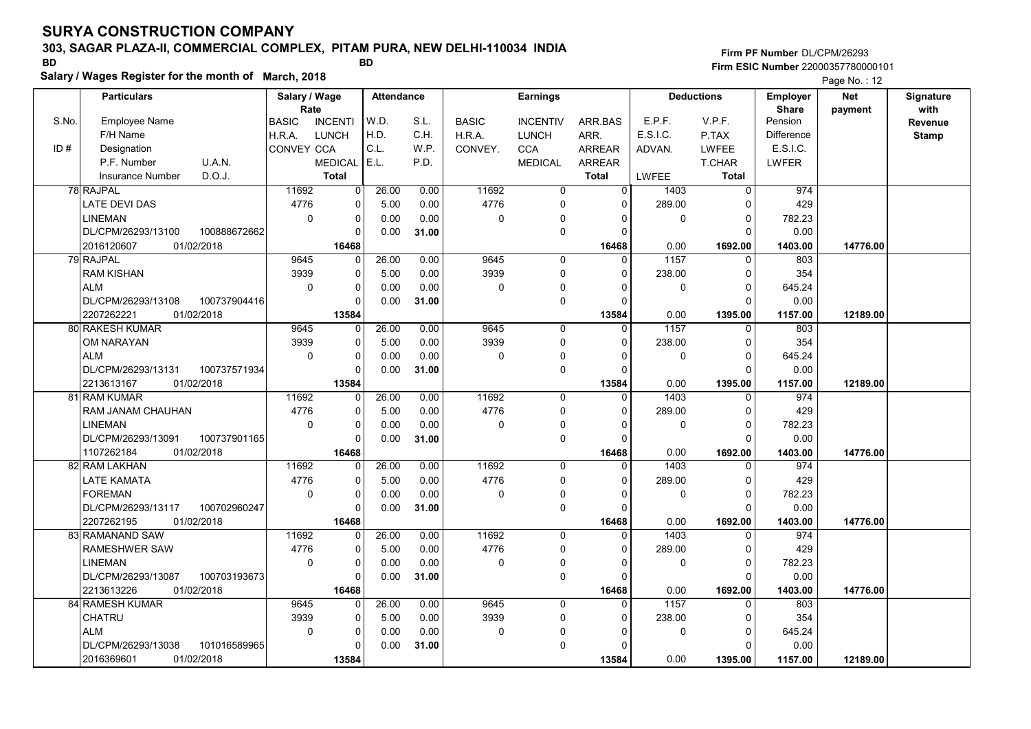# SURYA CONSTRUCTION COMPANY

**303, SAGAR PLAZA-II, COMMERCIAL COMPLEX, PITAM PURA, NEW DELHI-110034 INDIA**

BD BD

**Firm PF Number** DL/CPM/26293

**Firm ESIC Number** 22000357780000101

**Salary / Wages Register for the month of March, 2018**

| S.No. | Particulars | Salary / Wage Rate | | Attendance | | Earnings | | | Deductions | | Employer Share | Net payment | Signature with Revenue Stamp |
|---|---|---|---|---|---|---|---|---|---|---|---|---|---|
| | Employee Name / F/H Name / Designation / P.F. Number / U.A.N. / Insurance Number / D.O.J. | BASIC / H.R.A. / CONVEY | INCENTI / LUNCH / CCA / MEDICAL / Total | W.D. / H.D. / C.L. / E.L. | S.L. / C.H. / W.P. / P.D. | BASIC / H.R.A. / CONVEY. | INCENTIV / LUNCH / CCA / MEDICAL | ARR.BAS / ARR. / ARREAR / ARREAR / Total | E.P.F. / E.S.I.C. / ADVAN. / LWFEE | V.P.F. / P.TAX / LWFEE / T.CHAR / Total | Pension / Difference / E.S.I.C. / LWFER | | |
| 78 | RAJPAL / LATE DEVI DAS / LINEMAN / DL/CPM/26293/13100 / 100888672662 / 2016120607 / 01/02/2018 | 11692 / 4776 / 0 | 0 / 0 / 0 / 0 / 16468 | 26.00 / 5.00 / 0.00 / 0.00 | 0.00 / 0.00 / 0.00 / 31.00 | 11692 / 4776 / 0 | 0 / 0 / 0 / 0 | 0 / 0 / 0 / 0 / 16468 | 1403 / 289.00 / 0 / 0.00 | 0 / 0 / 0 / 0 / 1692.00 | 974 / 429 / 782.23 / 0.00 / 1403.00 | 14776.00 | |
| 79 | RAJPAL / RAM KISHAN / ALM / DL/CPM/26293/13108 / 100737904416 / 2207262221 / 01/02/2018 | 9645 / 3939 / 0 | 0 / 0 / 0 / 0 / 13584 | 26.00 / 5.00 / 0.00 / 0.00 | 0.00 / 0.00 / 0.00 / 31.00 | 9645 / 3939 / 0 | 0 / 0 / 0 / 0 | 0 / 0 / 0 / 0 / 13584 | 1157 / 238.00 / 0 / 0.00 | 0 / 0 / 0 / 0 / 1395.00 | 803 / 354 / 645.24 / 0.00 / 1157.00 | 12189.00 | |
| 80 | RAKESH KUMAR / OM NARAYAN / ALM / DL/CPM/26293/13131 / 100737571934 / 2213613167 / 01/02/2018 | 9645 / 3939 / 0 | 0 / 0 / 0 / 0 / 13584 | 26.00 / 5.00 / 0.00 / 0.00 | 0.00 / 0.00 / 0.00 / 31.00 | 9645 / 3939 / 0 | 0 / 0 / 0 / 0 | 0 / 0 / 0 / 0 / 13584 | 1157 / 238.00 / 0 / 0.00 | 0 / 0 / 0 / 0 / 1395.00 | 803 / 354 / 645.24 / 0.00 / 1157.00 | 12189.00 | |
| 81 | RAM KUMAR / RAM JANAM CHAUHAN / LINEMAN / DL/CPM/26293/13091 / 100737901165 / 1107262184 / 01/02/2018 | 11692 / 4776 / 0 | 0 / 0 / 0 / 0 / 16468 | 26.00 / 5.00 / 0.00 / 0.00 | 0.00 / 0.00 / 0.00 / 31.00 | 11692 / 4776 / 0 | 0 / 0 / 0 / 0 | 0 / 0 / 0 / 0 / 16468 | 1403 / 289.00 / 0 / 0.00 | 0 / 0 / 0 / 0 / 1692.00 | 974 / 429 / 782.23 / 0.00 / 1403.00 | 14776.00 | |
| 82 | RAM LAKHAN / LATE KAMATA / FOREMAN / DL/CPM/26293/13117 / 100702960247 / 2207262195 / 01/02/2018 | 11692 / 4776 / 0 | 0 / 0 / 0 / 0 / 16468 | 26.00 / 5.00 / 0.00 / 0.00 | 0.00 / 0.00 / 0.00 / 31.00 | 11692 / 4776 / 0 | 0 / 0 / 0 / 0 | 0 / 0 / 0 / 0 / 16468 | 1403 / 289.00 / 0 / 0.00 | 0 / 0 / 0 / 0 / 1692.00 | 974 / 429 / 782.23 / 0.00 / 1403.00 | 14776.00 | |
| 83 | RAMANAND SAW / RAMESHWER SAW / LINEMAN / DL/CPM/26293/13087 / 100703193673 / 2213613226 / 01/02/2018 | 11692 / 4776 / 0 | 0 / 0 / 0 / 0 / 16468 | 26.00 / 5.00 / 0.00 / 0.00 | 0.00 / 0.00 / 0.00 / 31.00 | 11692 / 4776 / 0 | 0 / 0 / 0 / 0 | 0 / 0 / 0 / 0 / 16468 | 1403 / 289.00 / 0 / 0.00 | 0 / 0 / 0 / 0 / 1692.00 | 974 / 429 / 782.23 / 0.00 / 1403.00 | 14776.00 | |
| 84 | RAMESH KUMAR / CHATRU / ALM / DL/CPM/26293/13038 / 101016589965 / 2016369601 / 01/02/2018 | 9645 / 3939 / 0 | 0 / 0 / 0 / 0 / 13584 | 26.00 / 5.00 / 0.00 / 0.00 | 0.00 / 0.00 / 0.00 / 31.00 | 9645 / 3939 / 0 | 0 / 0 / 0 / 0 | 0 / 0 / 0 / 0 / 13584 | 1157 / 238.00 / 0 / 0.00 | 0 / 0 / 0 / 0 / 1395.00 | 803 / 354 / 645.24 / 0.00 / 1157.00 | 12189.00 | |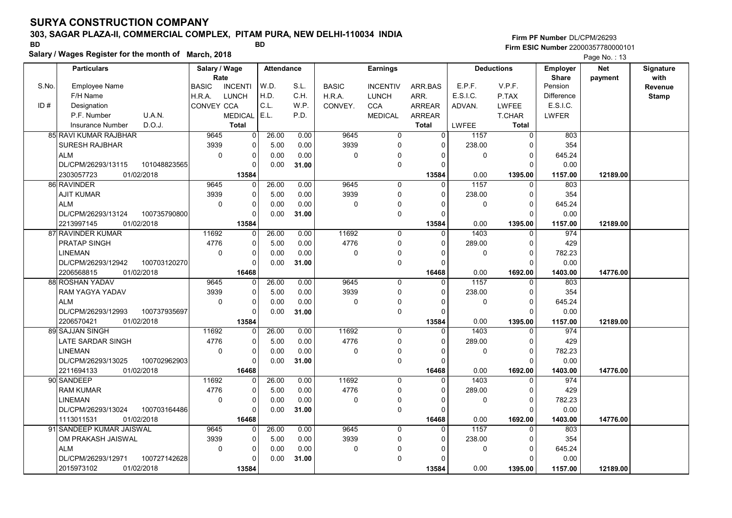# SURYA CONSTRUCTION COMPANY

## 303, SAGAR PLAZA-II, COMMERCIAL COMPLEX, PITAM PURA, NEW DELHI-110034 INDIA

BD BD

**Salary / Wages Register for the month of March, 2018**

Firm PF Number DL/CPM/26293
Firm ESIC Number 22000357780000101

| S.No. | Particulars: Employee Name / F/H Name / Designation / P.F. Number, U.A.N. / Insurance Number, D.O.J. | Salary / Wage Rate: BASIC / H.R.A. / CONVEY | Salary / Wage Rate: INCENTI / LUNCH / CCA / MEDICAL / Total | Attendance: W.D. / H.D. / C.L. / E.L. | Attendance: S.L. / C.H. / W.P. / P.D. | Earnings: BASIC / H.R.A. / CONVEY. | Earnings: INCENTIV / LUNCH / CCA / MEDICAL | Earnings: ARR.BAS / ARR. / ARREAR / ARREAR / Total | Deductions: E.P.F. / E.S.I.C. / ADVAN. / LWFEE | Deductions: V.P.F. / P.TAX / LWFEE / T.CHAR / Total | Employer Share: Pension / Difference / E.S.I.C. / LWFER | Net payment | Signature with Revenue Stamp |
|---|---|---|---|---|---|---|---|---|---|---|---|---|---|
| 85 | RAVI KUMAR RAJBHAR / SURESH RAJBHAR / ALM / DL/CPM/26293/13115, 101048823565 / 2303057723, 01/02/2018 | 9645 / 3939 / 0 | 0 / 0 / 0 / 0 / 13584 | 26.00 / 5.00 / 0.00 / 0.00 | 0.00 / 0.00 / 0.00 / 31.00 | 9645 / 3939 / 0 | 0 / 0 / 0 / 0 | 0 / 0 / 0 / 0 / 13584 | 1157 / 238.00 / 0 / 0.00 | 0 / 0 / 0 / 0 / 1395.00 | 803 / 354 / 645.24 / 0.00 / 1157.00 | 12189.00 | |
| 86 | RAVINDER / AJIT KUMAR / ALM / DL/CPM/26293/13124, 100735790800 / 2213997145, 01/02/2018 | 9645 / 3939 / 0 | 0 / 0 / 0 / 0 / 13584 | 26.00 / 5.00 / 0.00 / 0.00 | 0.00 / 0.00 / 0.00 / 31.00 | 9645 / 3939 / 0 | 0 / 0 / 0 / 0 | 0 / 0 / 0 / 0 / 13584 | 1157 / 238.00 / 0 / 0.00 | 0 / 0 / 0 / 0 / 1395.00 | 803 / 354 / 645.24 / 0.00 / 1157.00 | 12189.00 | |
| 87 | RAVINDER KUMAR / PRATAP SINGH / LINEMAN / DL/CPM/26293/12942, 100703120270 / 2206568815, 01/02/2018 | 11692 / 4776 / 0 | 0 / 0 / 0 / 0 / 16468 | 26.00 / 5.00 / 0.00 / 0.00 | 0.00 / 0.00 / 0.00 / 31.00 | 11692 / 4776 / 0 | 0 / 0 / 0 / 0 | 0 / 0 / 0 / 0 / 16468 | 1403 / 289.00 / 0 / 0.00 | 0 / 0 / 0 / 0 / 1692.00 | 974 / 429 / 782.23 / 0.00 / 1403.00 | 14776.00 | |
| 88 | ROSHAN YADAV / RAM YAGYA YADAV / ALM / DL/CPM/26293/12993, 100737935697 / 2206570421, 01/02/2018 | 9645 / 3939 / 0 | 0 / 0 / 0 / 0 / 13584 | 26.00 / 5.00 / 0.00 / 0.00 | 0.00 / 0.00 / 0.00 / 31.00 | 9645 / 3939 / 0 | 0 / 0 / 0 / 0 | 0 / 0 / 0 / 0 / 13584 | 1157 / 238.00 / 0 / 0.00 | 0 / 0 / 0 / 0 / 1395.00 | 803 / 354 / 645.24 / 0.00 / 1157.00 | 12189.00 | |
| 89 | SAJJAN SINGH / LATE SARDAR SINGH / LINEMAN / DL/CPM/26293/13025, 100702962903 / 2211694133, 01/02/2018 | 11692 / 4776 / 0 | 0 / 0 / 0 / 0 / 16468 | 26.00 / 5.00 / 0.00 / 0.00 | 0.00 / 0.00 / 0.00 / 31.00 | 11692 / 4776 / 0 | 0 / 0 / 0 / 0 | 0 / 0 / 0 / 0 / 16468 | 1403 / 289.00 / 0 / 0.00 | 0 / 0 / 0 / 0 / 1692.00 | 974 / 429 / 782.23 / 0.00 / 1403.00 | 14776.00 | |
| 90 | SANDEEP / RAM KUMAR / LINEMAN / DL/CPM/26293/13024, 100703164486 / 1113011531, 01/02/2018 | 11692 / 4776 / 0 | 0 / 0 / 0 / 0 / 16468 | 26.00 / 5.00 / 0.00 / 0.00 | 0.00 / 0.00 / 0.00 / 31.00 | 11692 / 4776 / 0 | 0 / 0 / 0 / 0 | 0 / 0 / 0 / 0 / 16468 | 1403 / 289.00 / 0 / 0.00 | 0 / 0 / 0 / 0 / 1692.00 | 974 / 429 / 782.23 / 0.00 / 1403.00 | 14776.00 | |
| 91 | SANDEEP KUMAR JAISWAL / OM PRAKASH JAISWAL / ALM / DL/CPM/26293/12971, 100727142628 / 2015973102, 01/02/2018 | 9645 / 3939 / 0 | 0 / 0 / 0 / 0 / 13584 | 26.00 / 5.00 / 0.00 / 0.00 | 0.00 / 0.00 / 0.00 / 31.00 | 9645 / 3939 / 0 | 0 / 0 / 0 / 0 | 0 / 0 / 0 / 0 / 13584 | 1157 / 238.00 / 0 / 0.00 | 0 / 0 / 0 / 0 / 1395.00 | 803 / 354 / 645.24 / 0.00 / 1157.00 | 12189.00 | |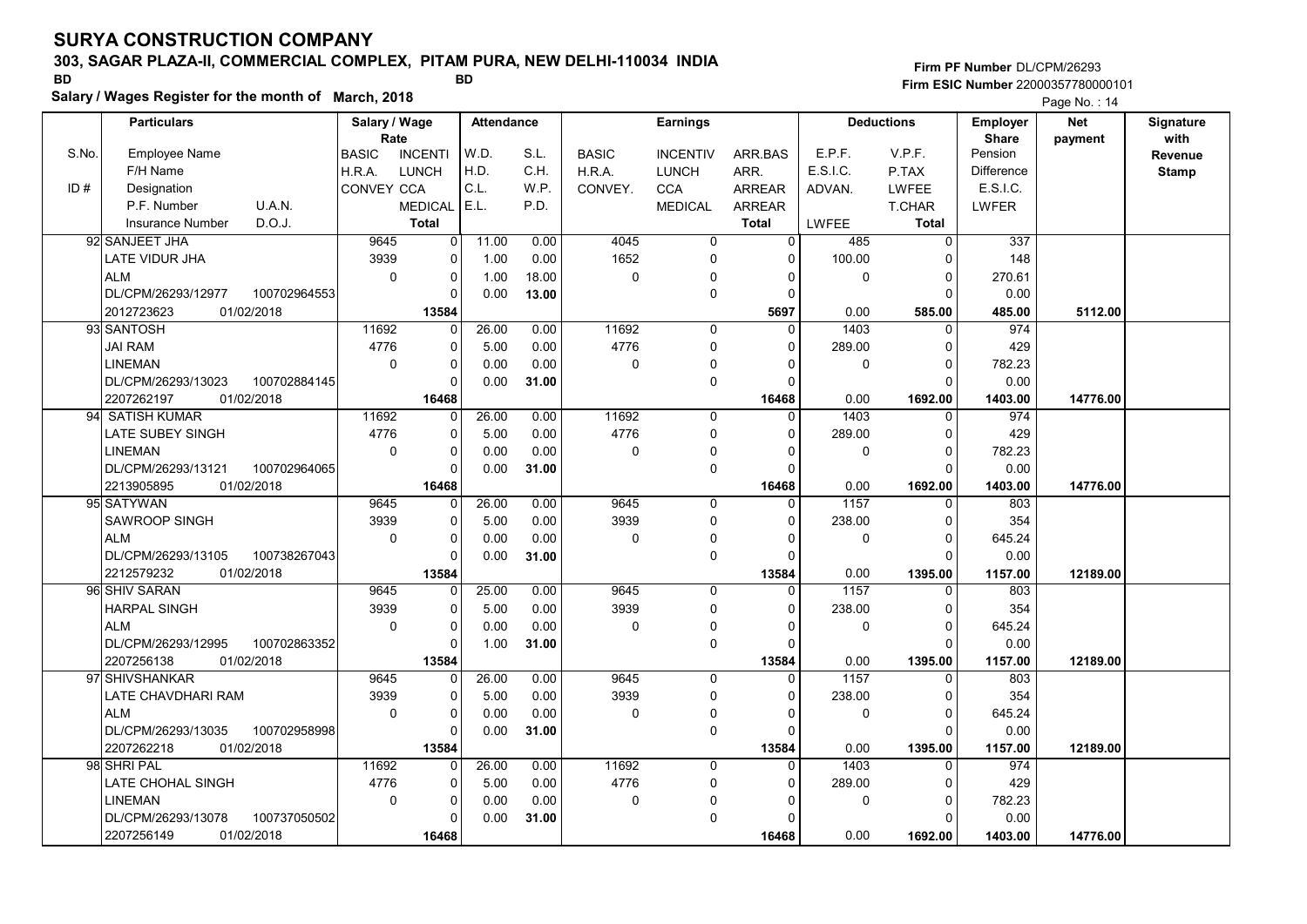# SURYA CONSTRUCTION COMPANY

## 303, SAGAR PLAZA-II, COMMERCIAL COMPLEX, PITAM PURA, NEW DELHI-110034 INDIA

BD　　　　BD

**Salary / Wages Register for the month of March, 2018**

Firm PF Number DL/CPM/26293
Firm ESIC Number 22000357780000101

| S.No. / ID # | Employee Name / F/H Name / Designation / P.F. Number / U.A.N. / Insurance Number / D.O.J. | Salary / Wage Rate: BASIC / H.R.A. / CONVEY | INCENTI / LUNCH / CCA / MEDICAL / Total | Attendance: W.D. / H.D. / C.L. / E.L. | S.L. / C.H. / W.P. / P.D. | Earnings: BASIC / H.R.A. / CONVEY. | INCENTIV / LUNCH / CCA / MEDICAL | ARR.BAS / ARR. / ARREAR / ARREAR / Total | Deductions: E.P.F. / E.S.I.C. / ADVAN. / LWFEE | V.P.F. / P.TAX / LWFEE / T.CHAR / Total | Employer Share: Pension / Difference / E.S.I.C. / LWFER | Net payment | Signature with Revenue Stamp |
|---|---|---|---|---|---|---|---|---|---|---|---|---|---|
| 92 | SANJEET JHA | 9645 | 0 | 11.00 | 0.00 | 4045 | 0 | 0 | 485 | 0 | 337 | | |
| | LATE VIDUR JHA | 3939 | 0 | 1.00 | 0.00 | 1652 | 0 | 0 | 100.00 | 0 | 148 | | |
| | ALM | 0 | 0 | 1.00 | 18.00 | 0 | 0 | 0 | 0 | 0 | 270.61 | | |
| | DL/CPM/26293/12977 100702964553 | | 0 | 0.00 | 13.00 | | 0 | 0 | | 0 | 0.00 | | |
| | 2012723623 01/02/2018 | | 13584 | | | | | 5697 | 0.00 | 585.00 | 485.00 | 5112.00 | |
| 93 | SANTOSH | 11692 | 0 | 26.00 | 0.00 | 11692 | 0 | 0 | 1403 | 0 | 974 | | |
| | JAI RAM | 4776 | 0 | 5.00 | 0.00 | 4776 | 0 | 0 | 289.00 | 0 | 429 | | |
| | LINEMAN | 0 | 0 | 0.00 | 0.00 | 0 | 0 | 0 | 0 | 0 | 782.23 | | |
| | DL/CPM/26293/13023 100702884145 | | 0 | 0.00 | 31.00 | | 0 | 0 | | 0 | 0.00 | | |
| | 2207262197 01/02/2018 | | 16468 | | | | | 16468 | 0.00 | 1692.00 | 1403.00 | 14776.00 | |
| 94 | SATISH KUMAR | 11692 | 0 | 26.00 | 0.00 | 11692 | 0 | 0 | 1403 | 0 | 974 | | |
| | LATE SUBEY SINGH | 4776 | 0 | 5.00 | 0.00 | 4776 | 0 | 0 | 289.00 | 0 | 429 | | |
| | LINEMAN | 0 | 0 | 0.00 | 0.00 | 0 | 0 | 0 | 0 | 0 | 782.23 | | |
| | DL/CPM/26293/13121 100702964065 | | 0 | 0.00 | 31.00 | | 0 | 0 | | 0 | 0.00 | | |
| | 2213905895 01/02/2018 | | 16468 | | | | | 16468 | 0.00 | 1692.00 | 1403.00 | 14776.00 | |
| 95 | SATYWAN | 9645 | 0 | 26.00 | 0.00 | 9645 | 0 | 0 | 1157 | 0 | 803 | | |
| | SAWROOP SINGH | 3939 | 0 | 5.00 | 0.00 | 3939 | 0 | 0 | 238.00 | 0 | 354 | | |
| | ALM | 0 | 0 | 0.00 | 0.00 | 0 | 0 | 0 | 0 | 0 | 645.24 | | |
| | DL/CPM/26293/13105 100738267043 | | 0 | 0.00 | 31.00 | | 0 | 0 | | 0 | 0.00 | | |
| | 2212579232 01/02/2018 | | 13584 | | | | | 13584 | 0.00 | 1395.00 | 1157.00 | 12189.00 | |
| 96 | SHIV SARAN | 9645 | 0 | 25.00 | 0.00 | 9645 | 0 | 0 | 1157 | 0 | 803 | | |
| | HARPAL SINGH | 3939 | 0 | 5.00 | 0.00 | 3939 | 0 | 0 | 238.00 | 0 | 354 | | |
| | ALM | 0 | 0 | 0.00 | 0.00 | 0 | 0 | 0 | 0 | 0 | 645.24 | | |
| | DL/CPM/26293/12995 100702863352 | | 0 | 1.00 | 31.00 | | 0 | 0 | | 0 | 0.00 | | |
| | 2207256138 01/02/2018 | | 13584 | | | | | 13584 | 0.00 | 1395.00 | 1157.00 | 12189.00 | |
| 97 | SHIVSHANKAR | 9645 | 0 | 26.00 | 0.00 | 9645 | 0 | 0 | 1157 | 0 | 803 | | |
| | LATE CHAVDHARI RAM | 3939 | 0 | 5.00 | 0.00 | 3939 | 0 | 0 | 238.00 | 0 | 354 | | |
| | ALM | 0 | 0 | 0.00 | 0.00 | 0 | 0 | 0 | 0 | 0 | 645.24 | | |
| | DL/CPM/26293/13035 100702958998 | | 0 | 0.00 | 31.00 | | 0 | 0 | | 0 | 0.00 | | |
| | 2207262218 01/02/2018 | | 13584 | | | | | 13584 | 0.00 | 1395.00 | 1157.00 | 12189.00 | |
| 98 | SHRI PAL | 11692 | 0 | 26.00 | 0.00 | 11692 | 0 | 0 | 1403 | 0 | 974 | | |
| | LATE CHOHAL SINGH | 4776 | 0 | 5.00 | 0.00 | 4776 | 0 | 0 | 289.00 | 0 | 429 | | |
| | LINEMAN | 0 | 0 | 0.00 | 0.00 | 0 | 0 | 0 | 0 | 0 | 782.23 | | |
| | DL/CPM/26293/13078 100737050502 | | 0 | 0.00 | 31.00 | | 0 | 0 | | 0 | 0.00 | | |
| | 2207256149 01/02/2018 | | 16468 | | | | | 16468 | 0.00 | 1692.00 | 1403.00 | 14776.00 | |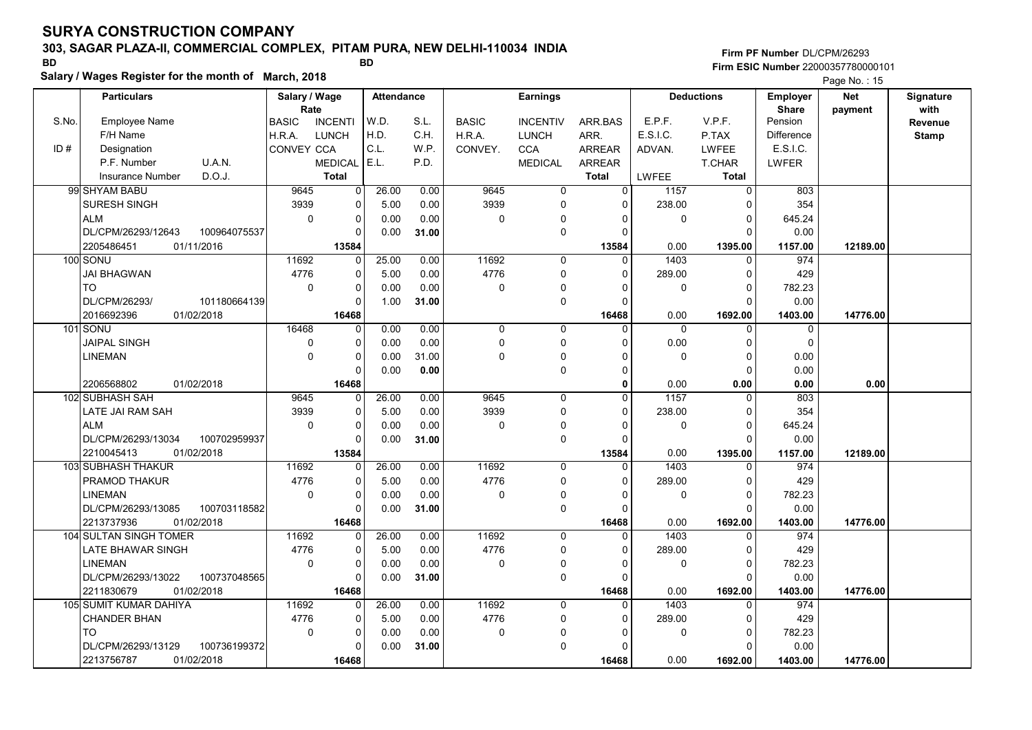# SURYA CONSTRUCTION COMPANY

**303, SAGAR PLAZA-II, COMMERCIAL COMPLEX, PITAM PURA, NEW DELHI-110034 INDIA**

BD BD

**Salary / Wages Register for the month of March, 2018**

Firm PF Number DL/CPM/26293
Firm ESIC Number 22000357780000101

| S.No. / ID # | Particulars: Employee Name / F/H Name / Designation / P.F. Number, U.A.N. / Insurance Number, D.O.J. | Salary / Wage Rate: BASIC / H.R.A. / CONVEY | Salary / Wage Rate: INCENTI / LUNCH / CCA / MEDICAL / Total | Attendance: W.D. / H.D. / C.L. / E.L. | Attendance: S.L. / C.H. / W.P. / P.D. | Earnings: BASIC / H.R.A. / CONVEY. | Earnings: INCENTIV / LUNCH / CCA / MEDICAL | Earnings: ARR.BAS / ARR. / ARREAR / ARREAR / Total | Deductions: E.P.F. / E.S.I.C. / ADVAN. / LWFEE | Deductions: V.P.F. / P.TAX / LWFEE / T.CHAR / Total | Employer Share: Pension / Difference / E.S.I.C. / LWFER | Net payment | Signature with Revenue Stamp |
|---|---|---|---|---|---|---|---|---|---|---|---|---|---|
| 99 | SHYAM BABU | 9645 | 0 | 26.00 | 0.00 | 9645 | 0 | 0 | 1157 | 0 | 803 | | |
| | SURESH SINGH | 3939 | 0 | 5.00 | 0.00 | 3939 | 0 | 0 | 238.00 | 0 | 354 | | |
| | ALM | 0 | 0 | 0.00 | 0.00 | 0 | 0 | 0 | 0 | 0 | 645.24 | | |
| | DL/CPM/26293/12643 100964075537 | | 0 | 0.00 | 31.00 | | 0 | 0 | | 0 | 0.00 | | |
| | 2205486451 01/11/2016 | | 13584 | | | | | 13584 | 0.00 | 1395.00 | 1157.00 | 12189.00 | |
| 100 | SONU | 11692 | 0 | 25.00 | 0.00 | 11692 | 0 | 0 | 1403 | 0 | 974 | | |
| | JAI BHAGWAN | 4776 | 0 | 5.00 | 0.00 | 4776 | 0 | 0 | 289.00 | 0 | 429 | | |
| | TO | 0 | 0 | 0.00 | 0.00 | 0 | 0 | 0 | 0 | 0 | 782.23 | | |
| | DL/CPM/26293/ 101180664139 | | 0 | 1.00 | 31.00 | | 0 | 0 | | 0 | 0.00 | | |
| | 2016692396 01/02/2018 | | 16468 | | | | | 16468 | 0.00 | 1692.00 | 1403.00 | 14776.00 | |
| 101 | SONU | 16468 | 0 | 0.00 | 0.00 | 0 | 0 | 0 | 0 | 0 | 0 | | |
| | JAIPAL SINGH | 0 | 0 | 0.00 | 0.00 | 0 | 0 | 0 | 0.00 | 0 | 0 | | |
| | LINEMAN | 0 | 0 | 0.00 | 31.00 | 0 | 0 | 0 | 0 | 0 | 0.00 | | |
| | | | 0 | 0.00 | 0.00 | | 0 | 0 | | 0 | 0.00 | | |
| | 2206568802 01/02/2018 | | 16468 | | | | | 0 | 0.00 | 0.00 | 0.00 | 0.00 | |
| 102 | SUBHASH SAH | 9645 | 0 | 26.00 | 0.00 | 9645 | 0 | 0 | 1157 | 0 | 803 | | |
| | LATE JAI RAM SAH | 3939 | 0 | 5.00 | 0.00 | 3939 | 0 | 0 | 238.00 | 0 | 354 | | |
| | ALM | 0 | 0 | 0.00 | 0.00 | 0 | 0 | 0 | 0 | 0 | 645.24 | | |
| | DL/CPM/26293/13034 100702959937 | | 0 | 0.00 | 31.00 | | 0 | 0 | | 0 | 0.00 | | |
| | 2210045413 01/02/2018 | | 13584 | | | | | 13584 | 0.00 | 1395.00 | 1157.00 | 12189.00 | |
| 103 | SUBHASH THAKUR | 11692 | 0 | 26.00 | 0.00 | 11692 | 0 | 0 | 1403 | 0 | 974 | | |
| | PRAMOD THAKUR | 4776 | 0 | 5.00 | 0.00 | 4776 | 0 | 0 | 289.00 | 0 | 429 | | |
| | LINEMAN | 0 | 0 | 0.00 | 0.00 | 0 | 0 | 0 | 0 | 0 | 782.23 | | |
| | DL/CPM/26293/13085 100703118582 | | 0 | 0.00 | 31.00 | | 0 | 0 | | 0 | 0.00 | | |
| | 2213737936 01/02/2018 | | 16468 | | | | | 16468 | 0.00 | 1692.00 | 1403.00 | 14776.00 | |
| 104 | SULTAN SINGH TOMER | 11692 | 0 | 26.00 | 0.00 | 11692 | 0 | 0 | 1403 | 0 | 974 | | |
| | LATE BHAWAR SINGH | 4776 | 0 | 5.00 | 0.00 | 4776 | 0 | 0 | 289.00 | 0 | 429 | | |
| | LINEMAN | 0 | 0 | 0.00 | 0.00 | 0 | 0 | 0 | 0 | 0 | 782.23 | | |
| | DL/CPM/26293/13022 100737048565 | | 0 | 0.00 | 31.00 | | 0 | 0 | | 0 | 0.00 | | |
| | 2211830679 01/02/2018 | | 16468 | | | | | 16468 | 0.00 | 1692.00 | 1403.00 | 14776.00 | |
| 105 | SUMIT KUMAR DAHIYA | 11692 | 0 | 26.00 | 0.00 | 11692 | 0 | 0 | 1403 | 0 | 974 | | |
| | CHANDER BHAN | 4776 | 0 | 5.00 | 0.00 | 4776 | 0 | 0 | 289.00 | 0 | 429 | | |
| | TO | 0 | 0 | 0.00 | 0.00 | 0 | 0 | 0 | 0 | 0 | 782.23 | | |
| | DL/CPM/26293/13129 100736199372 | | 0 | 0.00 | 31.00 | | 0 | 0 | | 0 | 0.00 | | |
| | 2213756787 01/02/2018 | | 16468 | | | | | 16468 | 0.00 | 1692.00 | 1403.00 | 14776.00 | |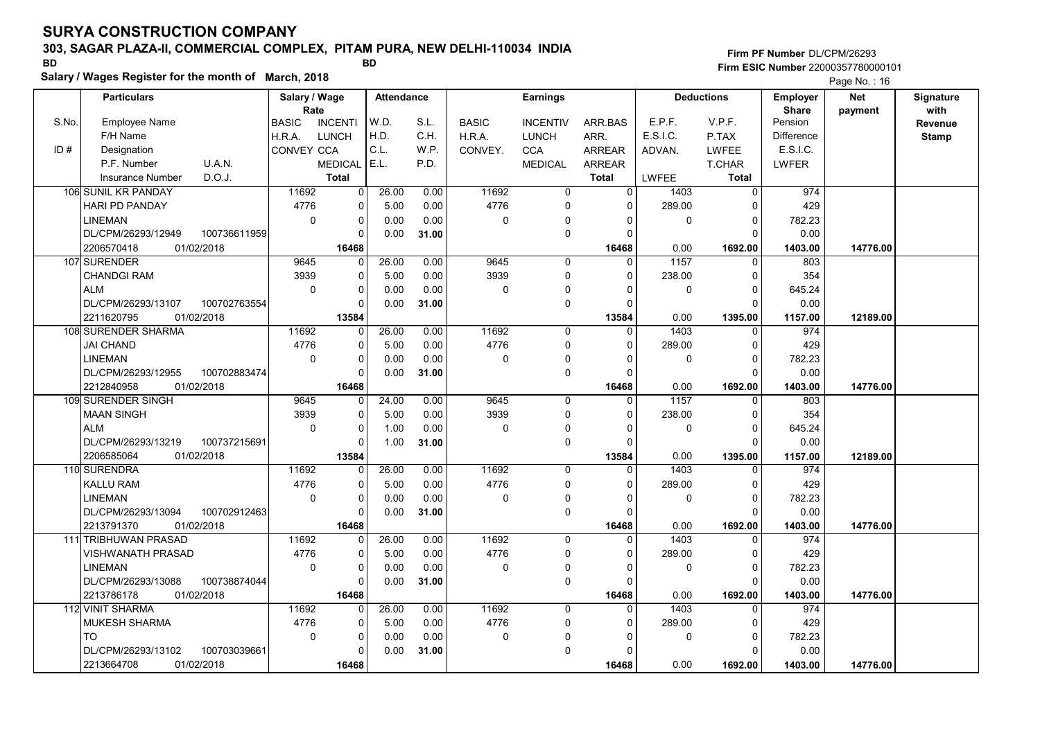# SURYA CONSTRUCTION COMPANY

## 303, SAGAR PLAZA-II, COMMERCIAL COMPLEX, PITAM PURA, NEW DELHI-110034 INDIA

BD BD

**Salary / Wages Register for the month of March, 2018**

Firm PF Number DL/CPM/26293
Firm ESIC Number 22000357780000101

Page No. : 16

| S.No. | Particulars | Salary / Wage Rate | | Attendance | | Earnings | | | Deductions | | Employer Share | Net payment | Signature with Revenue Stamp |
|---|---|---|---|---|---|---|---|---|---|---|---|---|---|
| | Employee Name / F/H Name / Designation / P.F. Number U.A.N. / Insurance Number D.O.J. | BASIC / H.R.A. / CONVEY | INCENTI / LUNCH / CCA / MEDICAL / Total | W.D. / H.D. / C.L. / E.L. | S.L. / C.H. / W.P. / P.D. | BASIC / H.R.A. / CONVEY. | INCENTIV / LUNCH / CCA / MEDICAL | ARR.BAS / ARR. / ARREAR / ARREAR / Total | E.P.F. / E.S.I.C. / ADVAN. / LWFEE | V.P.F. / P.TAX / LWFEE / T.CHAR / Total | Pension / Difference / E.S.I.C. / LWFER | | |
| 106 | SUNIL KR PANDAY | 11692 | 0 | 26.00 | 0.00 | 11692 | 0 | 0 | 1403 | 0 | 974 | | |
| | HARI PD PANDAY | 4776 | 0 | 5.00 | 0.00 | 4776 | 0 | 0 | 289.00 | 0 | 429 | | |
| | LINEMAN | 0 | 0 | 0.00 | 0.00 | 0 | 0 | 0 | 0 | 0 | 782.23 | | |
| | DL/CPM/26293/12949 100736611959 | | 0 | 0.00 | 31.00 | | 0 | 0 | | 0 | 0.00 | | |
| | 2206570418 01/02/2018 | | 16468 | | | | | 16468 | 0.00 | 1692.00 | 1403.00 | 14776.00 | |
| 107 | SURENDER | 9645 | 0 | 26.00 | 0.00 | 9645 | 0 | 0 | 1157 | 0 | 803 | | |
| | CHANDGI RAM | 3939 | 0 | 5.00 | 0.00 | 3939 | 0 | 0 | 238.00 | 0 | 354 | | |
| | ALM | 0 | 0 | 0.00 | 0.00 | 0 | 0 | 0 | 0 | 0 | 645.24 | | |
| | DL/CPM/26293/13107 100702763554 | | 0 | 0.00 | 31.00 | | 0 | 0 | | 0 | 0.00 | | |
| | 2211620795 01/02/2018 | | 13584 | | | | | 13584 | 0.00 | 1395.00 | 1157.00 | 12189.00 | |
| 108 | SURENDER SHARMA | 11692 | 0 | 26.00 | 0.00 | 11692 | 0 | 0 | 1403 | 0 | 974 | | |
| | JAI CHAND | 4776 | 0 | 5.00 | 0.00 | 4776 | 0 | 0 | 289.00 | 0 | 429 | | |
| | LINEMAN | 0 | 0 | 0.00 | 0.00 | 0 | 0 | 0 | 0 | 0 | 782.23 | | |
| | DL/CPM/26293/12955 100702883474 | | 0 | 0.00 | 31.00 | | 0 | 0 | | 0 | 0.00 | | |
| | 2212840958 01/02/2018 | | 16468 | | | | | 16468 | 0.00 | 1692.00 | 1403.00 | 14776.00 | |
| 109 | SURENDER SINGH | 9645 | 0 | 24.00 | 0.00 | 9645 | 0 | 0 | 1157 | 0 | 803 | | |
| | MAAN SINGH | 3939 | 0 | 5.00 | 0.00 | 3939 | 0 | 0 | 238.00 | 0 | 354 | | |
| | ALM | 0 | 0 | 1.00 | 0.00 | 0 | 0 | 0 | 0 | 0 | 645.24 | | |
| | DL/CPM/26293/13219 100737215691 | | 0 | 1.00 | 31.00 | | 0 | 0 | | 0 | 0.00 | | |
| | 2206585064 01/02/2018 | | 13584 | | | | | 13584 | 0.00 | 1395.00 | 1157.00 | 12189.00 | |
| 110 | SURENDRA | 11692 | 0 | 26.00 | 0.00 | 11692 | 0 | 0 | 1403 | 0 | 974 | | |
| | KALLU RAM | 4776 | 0 | 5.00 | 0.00 | 4776 | 0 | 0 | 289.00 | 0 | 429 | | |
| | LINEMAN | 0 | 0 | 0.00 | 0.00 | 0 | 0 | 0 | 0 | 0 | 782.23 | | |
| | DL/CPM/26293/13094 100702912463 | | 0 | 0.00 | 31.00 | | 0 | 0 | | 0 | 0.00 | | |
| | 2213791370 01/02/2018 | | 16468 | | | | | 16468 | 0.00 | 1692.00 | 1403.00 | 14776.00 | |
| 111 | TRIBHUWAN PRASAD | 11692 | 0 | 26.00 | 0.00 | 11692 | 0 | 0 | 1403 | 0 | 974 | | |
| | VISHWANATH PRASAD | 4776 | 0 | 5.00 | 0.00 | 4776 | 0 | 0 | 289.00 | 0 | 429 | | |
| | LINEMAN | 0 | 0 | 0.00 | 0.00 | 0 | 0 | 0 | 0 | 0 | 782.23 | | |
| | DL/CPM/26293/13088 100738874044 | | 0 | 0.00 | 31.00 | | 0 | 0 | | 0 | 0.00 | | |
| | 2213786178 01/02/2018 | | 16468 | | | | | 16468 | 0.00 | 1692.00 | 1403.00 | 14776.00 | |
| 112 | VINIT SHARMA | 11692 | 0 | 26.00 | 0.00 | 11692 | 0 | 0 | 1403 | 0 | 974 | | |
| | MUKESH SHARMA | 4776 | 0 | 5.00 | 0.00 | 4776 | 0 | 0 | 289.00 | 0 | 429 | | |
| | TO | 0 | 0 | 0.00 | 0.00 | 0 | 0 | 0 | 0 | 0 | 782.23 | | |
| | DL/CPM/26293/13102 100703039661 | | 0 | 0.00 | 31.00 | | 0 | 0 | | 0 | 0.00 | | |
| | 2213664708 01/02/2018 | | 16468 | | | | | 16468 | 0.00 | 1692.00 | 1403.00 | 14776.00 | |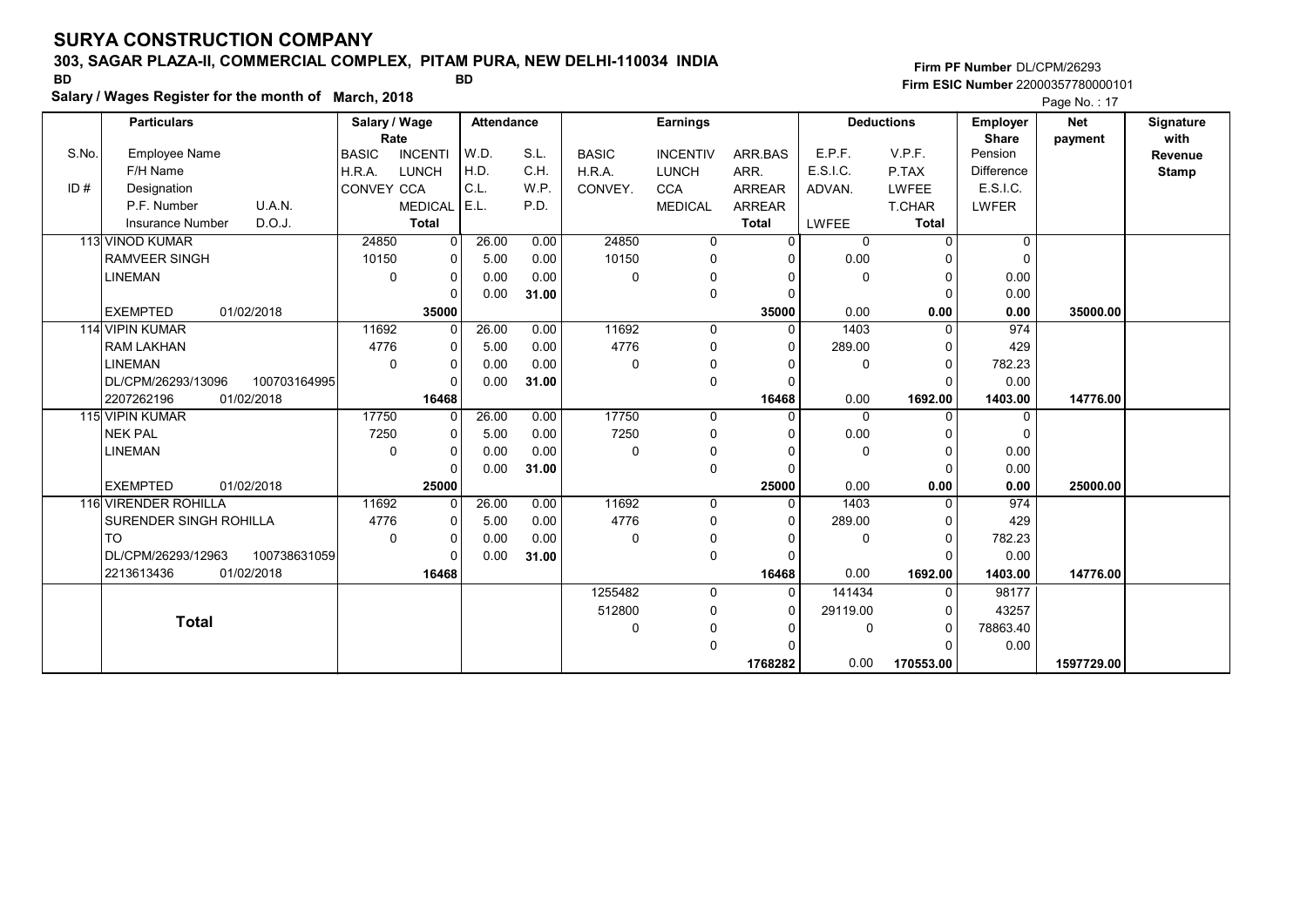# SURYA CONSTRUCTION COMPANY

## 303, SAGAR PLAZA-II, COMMERCIAL COMPLEX, PITAM PURA, NEW DELHI-110034 INDIA

BD BD

**Salary / Wages Register for the month of March, 2018**

Firm PF Number DL/CPM/26293
Firm ESIC Number 22000357780000101

Page No. : 17

| S.No. / ID # | Particulars: Employee Name / F/H Name / Designation / P.F. Number / U.A.N. / Insurance Number / D.O.J. | Salary / Wage Rate: BASIC / H.R.A. / CONVEY | INCENTI / LUNCH / CCA / MEDICAL / Total | Attendance: W.D. / H.D. / C.L. / E.L. | S.L. / C.H. / W.P. / P.D. | Earnings: BASIC / H.R.A. / CONVEY. | INCENTIV / LUNCH / CCA / MEDICAL | ARR.BAS / ARR. / ARREAR / ARREAR / Total | Deductions: E.P.F. / E.S.I.C. / ADVAN. / LWFEE | V.P.F. / P.TAX / LWFEE / T.CHAR / Total | Employer Share: Pension / Difference / E.S.I.C. / LWFER | Net payment | Signature with Revenue Stamp |
|---|---|---|---|---|---|---|---|---|---|---|---|---|---|
| 113 | VINOD KUMAR | 24850 | 0 | 26.00 | 0.00 | 24850 | 0 | 0 | 0 | 0 | 0 | | |
| | RAMVEER SINGH | 10150 | 0 | 5.00 | 0.00 | 10150 | 0 | 0 | 0.00 | 0 | 0 | | |
| | LINEMAN | 0 | 0 | 0.00 | 0.00 | 0 | 0 | 0 | 0 | 0 | 0.00 | | |
| | | | 0 | 0.00 | 31.00 | | 0 | 0 | | 0 | 0.00 | | |
| | EXEMPTED 01/02/2018 | | 35000 | | | | | 35000 | 0.00 | 0.00 | 0.00 | 35000.00 | |
| 114 | VIPIN KUMAR | 11692 | 0 | 26.00 | 0.00 | 11692 | 0 | 0 | 1403 | 0 | 974 | | |
| | RAM LAKHAN | 4776 | 0 | 5.00 | 0.00 | 4776 | 0 | 0 | 289.00 | 0 | 429 | | |
| | LINEMAN | 0 | 0 | 0.00 | 0.00 | 0 | 0 | 0 | 0 | 0 | 782.23 | | |
| | DL/CPM/26293/13096 100703164995 | | 0 | 0.00 | 31.00 | | 0 | 0 | | 0 | 0.00 | | |
| | 2207262196 01/02/2018 | | 16468 | | | | | 16468 | 0.00 | 1692.00 | 1403.00 | 14776.00 | |
| 115 | VIPIN KUMAR | 17750 | 0 | 26.00 | 0.00 | 17750 | 0 | 0 | 0 | 0 | 0 | | |
| | NEK PAL | 7250 | 0 | 5.00 | 0.00 | 7250 | 0 | 0 | 0.00 | 0 | 0 | | |
| | LINEMAN | 0 | 0 | 0.00 | 0.00 | 0 | 0 | 0 | 0 | 0 | 0.00 | | |
| | | | 0 | 0.00 | 31.00 | | 0 | 0 | | 0 | 0.00 | | |
| | EXEMPTED 01/02/2018 | | 25000 | | | | | 25000 | 0.00 | 0.00 | 0.00 | 25000.00 | |
| 116 | VIRENDER ROHILLA | 11692 | 0 | 26.00 | 0.00 | 11692 | 0 | 0 | 1403 | 0 | 974 | | |
| | SURENDER SINGH ROHILLA | 4776 | 0 | 5.00 | 0.00 | 4776 | 0 | 0 | 289.00 | 0 | 429 | | |
| | TO | 0 | 0 | 0.00 | 0.00 | 0 | 0 | 0 | 0 | 0 | 782.23 | | |
| | DL/CPM/26293/12963 100738631059 | | 0 | 0.00 | 31.00 | | 0 | 0 | | 0 | 0.00 | | |
| | 2213613436 01/02/2018 | | 16468 | | | | | 16468 | 0.00 | 1692.00 | 1403.00 | 14776.00 | |
| | **Total** | | | | | 1255482 | 0 | 0 | 141434 | 0 | 98177 | | |
| | | | | | | 512800 | 0 | 0 | 29119.00 | 0 | 43257 | | |
| | | | | | | 0 | 0 | 0 | 0 | 0 | 78863.40 | | |
| | | | | | | | 0 | 0 | | 0 | 0.00 | | |
| | | | | | | | | 1768282 | 0.00 | 170553.00 | | 1597729.00 | |